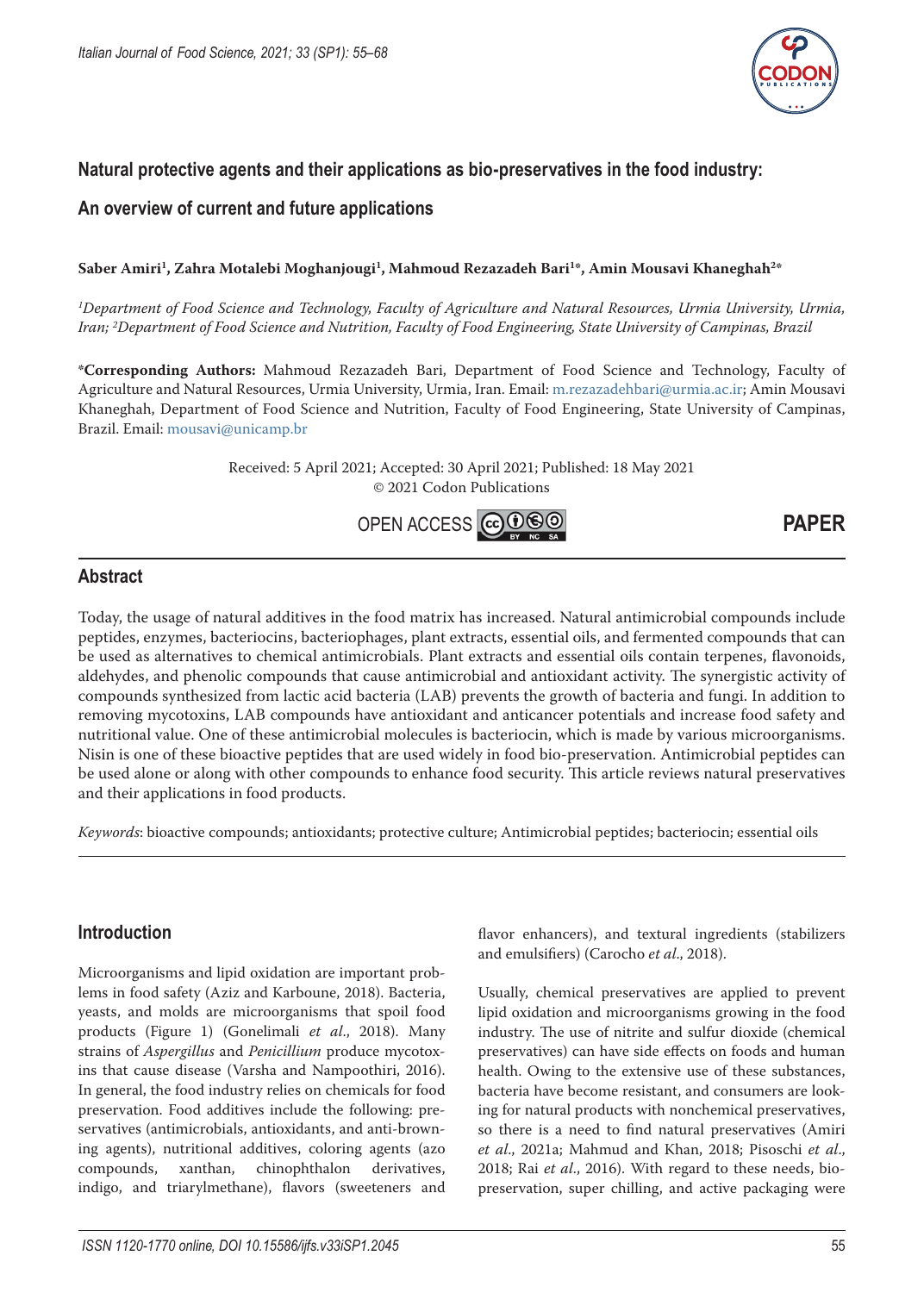# Natural protective agents and their applications as bio-preservatives in the food industry: An overview of current and future applications

**Saber Amiri[1], Zahra Motalebi Moghanjougi[1], Mahmoud Rezazadeh Bari[1]*, Amin Mousavi Khaneghah[2]***

*[1]Department of Food Science and Technology, Faculty of Agriculture and Natural Resources, Urmia University, Urmia, Iran; [2]Department of Food Science and Nutrition, Faculty of Food Engineering, State University of Campinas, Brazil*

***Corresponding Authors:** Mahmoud Rezazadeh Bari, Department of Food Science and Technology, Faculty of Agriculture and Natural Resources, Urmia University, Urmia, Iran. Email: m.rezazadehbari@urmia.ac.ir; Amin Mousavi Khaneghah, Department of Food Science and Nutrition, Faculty of Food Engineering, State University of Campinas, Brazil. Email: mousavi@unicamp.br

Received: 5 April 2021; Accepted: 30 April 2021; Published: 18 May 2021
© 2021 Codon Publications

OPEN ACCESS **PAPER**

## Abstract

Today, the usage of natural additives in the food matrix has increased. Natural antimicrobial compounds include peptides, enzymes, bacteriocins, bacteriophages, plant extracts, essential oils, and fermented compounds that can be used as alternatives to chemical antimicrobials. Plant extracts and essential oils contain terpenes, flavonoids, aldehydes, and phenolic compounds that cause antimicrobial and antioxidant activity. The synergistic activity of compounds synthesized from lactic acid bacteria (LAB) prevents the growth of bacteria and fungi. In addition to removing mycotoxins, LAB compounds have antioxidant and anticancer potentials and increase food safety and nutritional value. One of these antimicrobial molecules is bacteriocin, which is made by various microorganisms. Nisin is one of these bioactive peptides that are used widely in food bio-preservation. Antimicrobial peptides can be used alone or along with other compounds to enhance food security. This article reviews natural preservatives and their applications in food products.

*Keywords*: bioactive compounds; antioxidants; protective culture; Antimicrobial peptides; bacteriocin; essential oils

## Introduction

Microorganisms and lipid oxidation are important problems in food safety (Aziz and Karboune, 2018). Bacteria, yeasts, and molds are microorganisms that spoil food products (Figure 1) (Gonelimali *et al*., 2018). Many strains of *Aspergillus* and *Penicillium* produce mycotoxins that cause disease (Varsha and Nampoothiri, 2016). In general, the food industry relies on chemicals for food preservation. Food additives include the following: preservatives (antimicrobials, antioxidants, and anti-browning agents), nutritional additives, coloring agents (azo compounds, xanthan, chinophthalon derivatives, indigo, and triarylmethane), flavors (sweeteners and flavor enhancers), and textural ingredients (stabilizers and emulsifiers) (Carocho *et al*., 2018).

Usually, chemical preservatives are applied to prevent lipid oxidation and microorganisms growing in the food industry. The use of nitrite and sulfur dioxide (chemical preservatives) can have side effects on foods and human health. Owing to the extensive use of these substances, bacteria have become resistant, and consumers are looking for natural products with nonchemical preservatives, so there is a need to find natural preservatives (Amiri *et al*., 2021a; Mahmud and Khan, 2018; Pisoschi *et al*., 2018; Rai *et al*., 2016). With regard to these needs, bio-preservation, super chilling, and active packaging were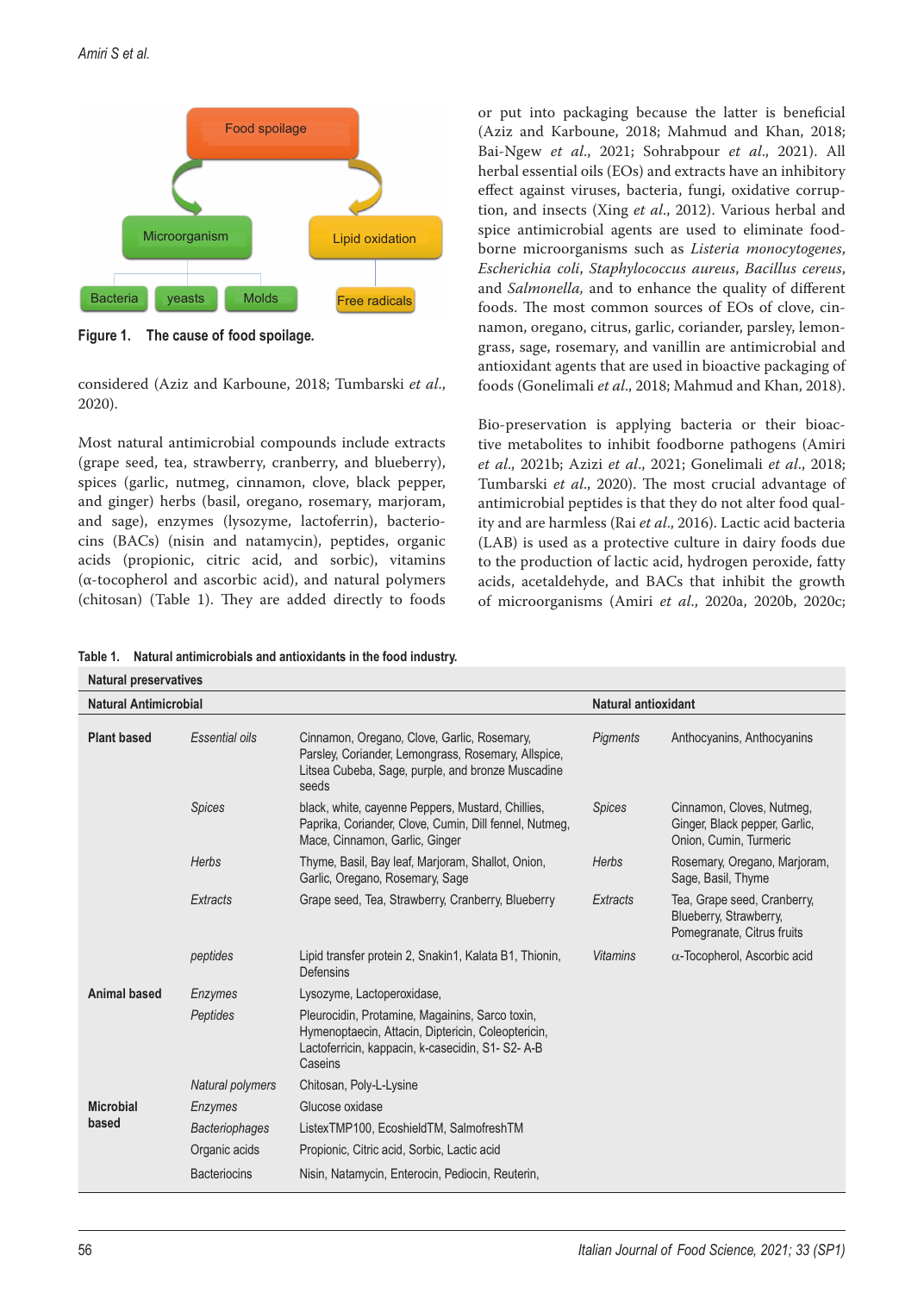Figure 1. The cause of food spoilage.

considered (Aziz and Karboune, 2018; Tumbarski *et al*., 2020).

Most natural antimicrobial compounds include extracts (grape seed, tea, strawberry, cranberry, and blueberry), spices (garlic, nutmeg, cinnamon, clove, black pepper, and ginger) herbs (basil, oregano, rosemary, marjoram, and sage), enzymes (lysozyme, lactoferrin), bacteriocins (BACs) (nisin and natamycin), peptides, organic acids (propionic, citric acid, and sorbic), vitamins (α-tocopherol and ascorbic acid), and natural polymers (chitosan) (Table 1). They are added directly to foods or put into packaging because the latter is beneficial (Aziz and Karboune, 2018; Mahmud and Khan, 2018; Bai-Ngew *et al*., 2021; Sohrabpour *et al*., 2021). All herbal essential oils (EOs) and extracts have an inhibitory effect against viruses, bacteria, fungi, oxidative corruption, and insects (Xing *et al*., 2012). Various herbal and spice antimicrobial agents are used to eliminate foodborne microorganisms such as *Listeria monocytogenes*, *Escherichia coli*, *Staphylococcus aureus*, *Bacillus cereus*, and *Salmonella,* and to enhance the quality of different foods. The most common sources of EOs of clove, cinnamon, oregano, citrus, garlic, coriander, parsley, lemongrass, sage, rosemary, and vanillin are antimicrobial and antioxidant agents that are used in bioactive packaging of foods (Gonelimali *et al*., 2018; Mahmud and Khan, 2018).

Bio-preservation is applying bacteria or their bioactive metabolites to inhibit foodborne pathogens (Amiri *et al*., 2021b; Azizi *et al*., 2021; Gonelimali *et al*., 2018; Tumbarski *et al*., 2020). The most crucial advantage of antimicrobial peptides is that they do not alter food quality and are harmless (Rai *et al*., 2016). Lactic acid bacteria (LAB) is used as a protective culture in dairy foods due to the production of lactic acid, hydrogen peroxide, fatty acids, acetaldehyde, and BACs that inhibit the growth of microorganisms (Amiri *et al*., 2020a, 2020b, 2020c;

**Table 1. Natural antimicrobials and antioxidants in the food industry.**

| **Natural preservatives** | | | | |
|---|---|---|---|---|
| **Natural Antimicrobial** | | | **Natural antioxidant** | |
| **Plant based** | *Essential oils* | Cinnamon, Oregano, Clove, Garlic, Rosemary, Parsley, Coriander, Lemongrass, Rosemary, Allspice, Litsea Cubeba, Sage, purple, and bronze Muscadine seeds | *Pigments* | Anthocyanins, Anthocyanins |
| | *Spices* | black, white, cayenne Peppers, Mustard, Chillies, Paprika, Coriander, Clove, Cumin, Dill fennel, Nutmeg, Mace, Cinnamon, Garlic, Ginger | *Spices* | Cinnamon, Cloves, Nutmeg, Ginger, Black pepper, Garlic, Onion, Cumin, Turmeric |
| | *Herbs* | Thyme, Basil, Bay leaf, Marjoram, Shallot, Onion, Garlic, Oregano, Rosemary, Sage | *Herbs* | Rosemary, Oregano, Marjoram, Sage, Basil, Thyme |
| | *Extracts* | Grape seed, Tea, Strawberry, Cranberry, Blueberry | *Extracts* | Tea, Grape seed, Cranberry, Blueberry, Strawberry, Pomegranate, Citrus fruits |
| | *peptides* | Lipid transfer protein 2, Snakin1, Kalata B1, Thionin, Defensins | *Vitamins* | α-Tocopherol, Ascorbic acid |
| **Animal based** | *Enzymes* | Lysozyme, Lactoperoxidase, | | |
| | *Peptides* | Pleurocidin, Protamine, Magainins, Sarco toxin, Hymenoptaecin, Attacin, Diptericin, Coleoptericin, Lactoferricin, kappacin, k-casecidin, S1- S2- A-B Caseins | | |
| | *Natural polymers* | Chitosan, Poly-L-Lysine | | |
| **Microbial based** | *Enzymes* | Glucose oxidase | | |
| | *Bacteriophages* | ListexTMP100, EcoshieldTM, SalmofreshTM | | |
| | Organic acids | Propionic, Citric acid, Sorbic, Lactic acid | | |
| | Bacteriocins | Nisin, Natamycin, Enterocin, Pediocin, Reuterin, | | |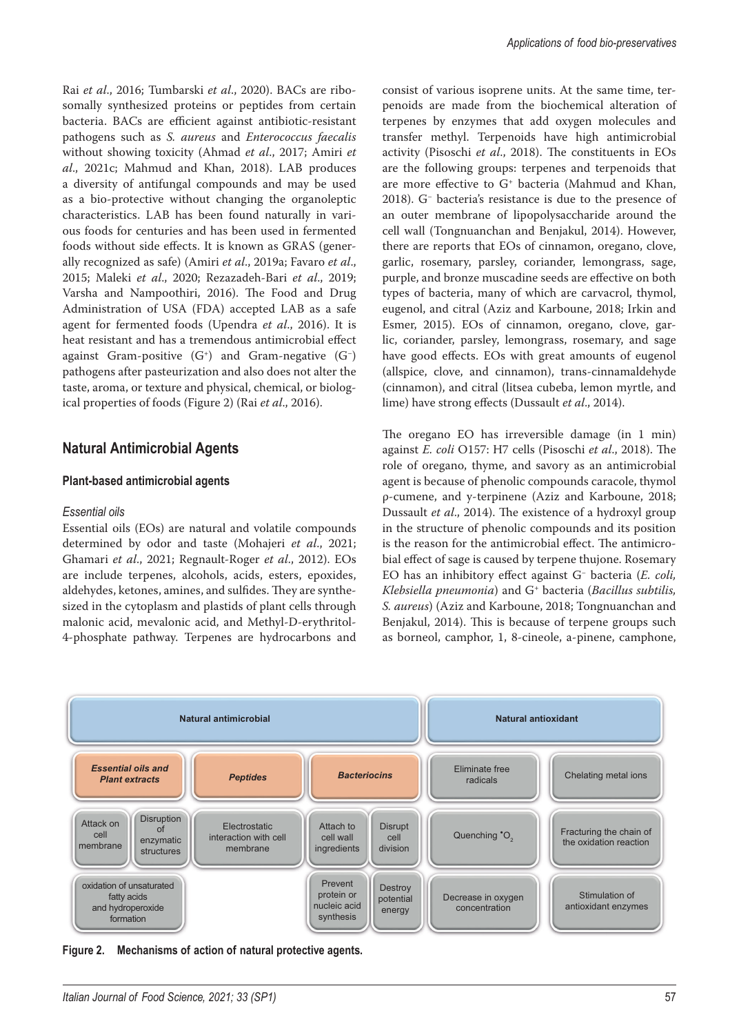Rai *et al*., 2016; Tumbarski *et al*., 2020). BACs are ribosomally synthesized proteins or peptides from certain bacteria. BACs are efficient against antibiotic-resistant pathogens such as *S. aureus* and *Enterococcus faecalis* without showing toxicity (Ahmad *et al*., 2017; Amiri *et al*., 2021c; Mahmud and Khan, 2018). LAB produces a diversity of antifungal compounds and may be used as a bio-protective without changing the organoleptic characteristics. LAB has been found naturally in various foods for centuries and has been used in fermented foods without side effects. It is known as GRAS (generally recognized as safe) (Amiri *et al*., 2019a; Favaro *et al*., 2015; Maleki *et al*., 2020; Rezazadeh-Bari *et al*., 2019; Varsha and Nampoothiri, 2016). The Food and Drug Administration of USA (FDA) accepted LAB as a safe agent for fermented foods (Upendra *et al*., 2016). It is heat resistant and has a tremendous antimicrobial effect against Gram-positive ($G^+$) and Gram-negative ($G^-$) pathogens after pasteurization and also does not alter the taste, aroma, or texture and physical, chemical, or biological properties of foods (Figure 2) (Rai *et al*., 2016).

## Natural Antimicrobial Agents

### Plant-based antimicrobial agents

#### *Essential oils*

Essential oils (EOs) are natural and volatile compounds determined by odor and taste (Mohajeri *et al*., 2021; Ghamari *et al*., 2021; Regnault-Roger *et al*., 2012). EOs are include terpenes, alcohols, acids, esters, epoxides, aldehydes, ketones, amines, and sulfides. They are synthesized in the cytoplasm and plastids of plant cells through malonic acid, mevalonic acid, and Methyl-D-erythritol-4-phosphate pathway. Terpenes are hydrocarbons and consist of various isoprene units. At the same time, terpenoids are made from the biochemical alteration of terpenes by enzymes that add oxygen molecules and transfer methyl. Terpenoids have high antimicrobial activity (Pisoschi *et al*., 2018). The constituents in EOs are the following groups: terpenes and terpenoids that are more effective to $G^+$ bacteria (Mahmud and Khan, 2018). $G^-$ bacteria's resistance is due to the presence of an outer membrane of lipopolysaccharide around the cell wall (Tongnuanchan and Benjakul, 2014). However, there are reports that EOs of cinnamon, oregano, clove, garlic, rosemary, parsley, coriander, lemongrass, sage, purple, and bronze muscadine seeds are effective on both types of bacteria, many of which are carvacrol, thymol, eugenol, and citral (Aziz and Karboune, 2018; Irkin and Esmer, 2015). EOs of cinnamon, oregano, clove, garlic, coriander, parsley, lemongrass, rosemary, and sage have good effects. EOs with great amounts of eugenol (allspice, clove, and cinnamon), trans-cinnamaldehyde (cinnamon), and citral (litsea cubeba, lemon myrtle, and lime) have strong effects (Dussault *et al*., 2014).

The oregano EO has irreversible damage (in 1 min) against *E. coli* O157: H7 cells (Pisoschi *et al*., 2018). The role of oregano, thyme, and savory as an antimicrobial agent is because of phenolic compounds caracole, thymol ρ-cumene, and γ-terpinene (Aziz and Karboune, 2018; Dussault *et al*., 2014). The existence of a hydroxyl group in the structure of phenolic compounds and its position is the reason for the antimicrobial effect. The antimicrobial effect of sage is caused by terpene thujone. Rosemary EO has an inhibitory effect against $G^-$ bacteria (*E. coli, Klebsiella pneumonia*) and $G^+$ bacteria (*Bacillus subtilis, S. aureus*) (Aziz and Karboune, 2018; Tongnuanchan and Benjakul, 2014). This is because of terpene groups such as borneol, camphor, 1, 8-cineole, a-pinene, camphone,

| Natural antimicrobial | | | | | Natural antioxidant | |
|---|---|---|---|---|---|---|
| ***Essential oils and Plant extracts*** | | ***Peptides*** | ***Bacteriocins*** | | Eliminate free radicals | Chelating metal ions |
| Attack on cell membrane | Disruption of enzymatic structures | Electrostatic interaction with cell membrane | Attach to cell wall ingredients | Disrupt cell division | Quenching $^{\bullet}O_2$ | Fracturing the chain of the oxidation reaction |
| oxidation of unsaturated fatty acids and hydroperoxide formation | | | Prevent protein or nucleic acid synthesis | Destroy potential energy | Decrease in oxygen concentration | Stimulation of antioxidant enzymes |

**Figure 2. Mechanisms of action of natural protective agents.**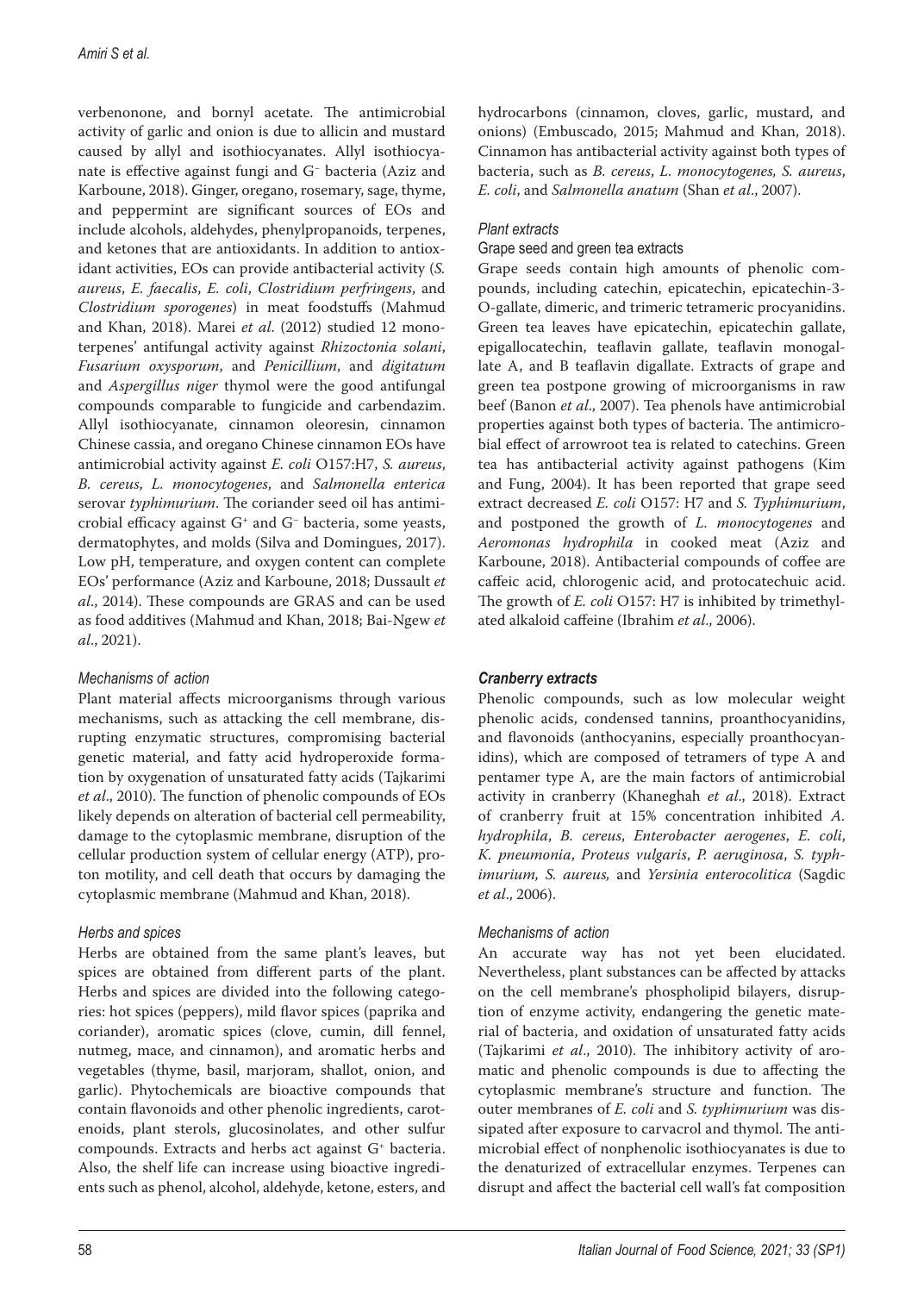verbenonone, and bornyl acetate. The antimicrobial activity of garlic and onion is due to allicin and mustard caused by allyl and isothiocyanates. Allyl isothiocyanate is effective against fungi and G⁻ bacteria (Aziz and Karboune, 2018). Ginger, oregano, rosemary, sage, thyme, and peppermint are significant sources of EOs and include alcohols, aldehydes, phenylpropanoids, terpenes, and ketones that are antioxidants. In addition to antioxidant activities, EOs can provide antibacterial activity (*S. aureus*, *E. faecalis*, *E. coli*, *Clostridium perfringens*, and *Clostridium sporogenes*) in meat foodstuffs (Mahmud and Khan, 2018). Marei *et al*. (2012) studied 12 monoterpenes' antifungal activity against *Rhizoctonia solani*, *Fusarium oxysporum*, and *Penicillium*, and *digitatum* and *Aspergillus niger* thymol were the good antifungal compounds comparable to fungicide and carbendazim. Allyl isothiocyanate, cinnamon oleoresin, cinnamon Chinese cassia, and oregano Chinese cinnamon EOs have antimicrobial activity against *E. coli* O157:H7, *S. aureus*, *B. cereus*, *L. monocytogenes*, and *Salmonella enterica* serovar *typhimurium*. The coriander seed oil has antimicrobial efficacy against G⁺ and G⁻ bacteria, some yeasts, dermatophytes, and molds (Silva and Domingues, 2017). Low pH, temperature, and oxygen content can complete EOs' performance (Aziz and Karboune, 2018; Dussault *et al*., 2014). These compounds are GRAS and can be used as food additives (Mahmud and Khan, 2018; Bai-Ngew *et al*., 2021).

#### *Mechanisms of action*

Plant material affects microorganisms through various mechanisms, such as attacking the cell membrane, disrupting enzymatic structures, compromising bacterial genetic material, and fatty acid hydroperoxide formation by oxygenation of unsaturated fatty acids (Tajkarimi *et al*., 2010). The function of phenolic compounds of EOs likely depends on alteration of bacterial cell permeability, damage to the cytoplasmic membrane, disruption of the cellular production system of cellular energy (ATP), proton motility, and cell death that occurs by damaging the cytoplasmic membrane (Mahmud and Khan, 2018).

#### *Herbs and spices*

Herbs are obtained from the same plant's leaves, but spices are obtained from different parts of the plant. Herbs and spices are divided into the following categories: hot spices (peppers), mild flavor spices (paprika and coriander), aromatic spices (clove, cumin, dill fennel, nutmeg, mace, and cinnamon), and aromatic herbs and vegetables (thyme, basil, marjoram, shallot, onion, and garlic). Phytochemicals are bioactive compounds that contain flavonoids and other phenolic ingredients, carotenoids, plant sterols, glucosinolates, and other sulfur compounds. Extracts and herbs act against G⁺ bacteria. Also, the shelf life can increase using bioactive ingredients such as phenol, alcohol, aldehyde, ketone, esters, and hydrocarbons (cinnamon, cloves, garlic, mustard, and onions) (Embuscado, 2015; Mahmud and Khan, 2018). Cinnamon has antibacterial activity against both types of bacteria, such as *B. cereus*, *L. monocytogenes, S. aureus*, *E. coli*, and *Salmonella anatum* (Shan *et al*., 2007).

#### *Plant extracts*

##### Grape seed and green tea extracts

Grape seeds contain high amounts of phenolic compounds, including catechin, epicatechin, epicatechin-3-O-gallate, dimeric, and trimeric tetrameric procyanidins. Green tea leaves have epicatechin, epicatechin gallate, epigallocatechin, teaflavin gallate, teaflavin monogallate A, and B teaflavin digallate. Extracts of grape and green tea postpone growing of microorganisms in raw beef (Banon *et al*., 2007). Tea phenols have antimicrobial properties against both types of bacteria. The antimicrobial effect of arrowroot tea is related to catechins. Green tea has antibacterial activity against pathogens (Kim and Fung, 2004). It has been reported that grape seed extract decreased *E. coli* O157: H7 and *S. Typhimurium*, and postponed the growth of *L. monocytogenes* and *Aeromonas hydrophila* in cooked meat (Aziz and Karboune, 2018). Antibacterial compounds of coffee are caffeic acid, chlorogenic acid, and protocatechuic acid. The growth of *E. coli* O157: H7 is inhibited by trimethylated alkaloid caffeine (Ibrahim *et al*., 2006).

### ***Cranberry extracts***

Phenolic compounds, such as low molecular weight phenolic acids, condensed tannins, proanthocyanidins, and flavonoids (anthocyanins, especially proanthocyanidins), which are composed of tetramers of type A and pentamer type A, are the main factors of antimicrobial activity in cranberry (Khaneghah *et al*., 2018). Extract of cranberry fruit at 15% concentration inhibited *A. hydrophila*, *B. cereus*, *Enterobacter aerogenes*, *E. coli*, *K. pneumonia*, *Proteus vulgaris*, *P. aeruginosa*, *S. typhimurium, S. aureus,* and *Yersinia enterocolitica* (Sagdic *et al*., 2006).

#### *Mechanisms of action*

An accurate way has not yet been elucidated. Nevertheless, plant substances can be affected by attacks on the cell membrane's phospholipid bilayers, disruption of enzyme activity, endangering the genetic material of bacteria, and oxidation of unsaturated fatty acids (Tajkarimi *et al*., 2010). The inhibitory activity of aromatic and phenolic compounds is due to affecting the cytoplasmic membrane's structure and function. The outer membranes of *E. coli* and *S. typhimurium* was dissipated after exposure to carvacrol and thymol. The antimicrobial effect of nonphenolic isothiocyanates is due to the denaturized of extracellular enzymes. Terpenes can disrupt and affect the bacterial cell wall's fat composition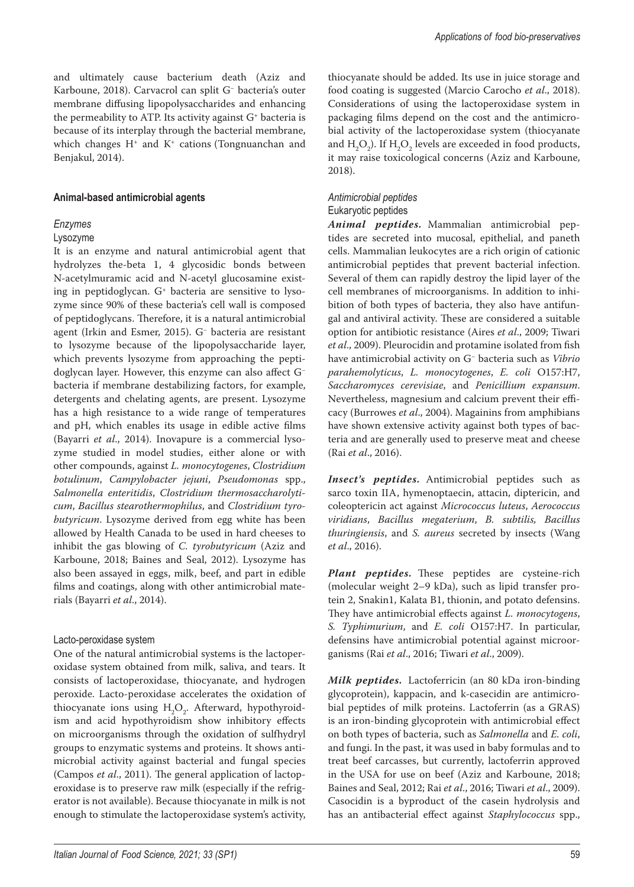and ultimately cause bacterium death (Aziz and Karboune, 2018). Carvacrol can split G⁻ bacteria's outer membrane diffusing lipopolysaccharides and enhancing the permeability to ATP. Its activity against G⁺ bacteria is because of its interplay through the bacterial membrane, which changes $H^+$ and $K^+$ cations (Tongnuanchan and Benjakul, 2014).

### Animal-based antimicrobial agents

#### *Enzymes*

##### Lysozyme

It is an enzyme and natural antimicrobial agent that hydrolyzes the-beta 1, 4 glycosidic bonds between N-acetylmuramic acid and N-acetyl glucosamine existing in peptidoglycan. G⁺ bacteria are sensitive to lysozyme since 90% of these bacteria's cell wall is composed of peptidoglycans. Therefore, it is a natural antimicrobial agent (Irkin and Esmer, 2015). G⁻ bacteria are resistant to lysozyme because of the lipopolysaccharide layer, which prevents lysozyme from approaching the peptidoglycan layer. However, this enzyme can also affect G⁻ bacteria if membrane destabilizing factors, for example, detergents and chelating agents, are present. Lysozyme has a high resistance to a wide range of temperatures and pH, which enables its usage in edible active films (Bayarri *et al*., 2014). Inovapure is a commercial lysozyme studied in model studies, either alone or with other compounds, against *L. monocytogenes*, *Clostridium botulinum*, *Campylobacter jejuni*, *Pseudomonas* spp., *Salmonella enteritidis*, *Clostridium thermosaccharolyticum*, *Bacillus stearothermophilus*, and *Clostridium tyrobutyricum*. Lysozyme derived from egg white has been allowed by Health Canada to be used in hard cheeses to inhibit the gas blowing of *C. tyrobutyricum* (Aziz and Karboune, 2018; Baines and Seal, 2012). Lysozyme has also been assayed in eggs, milk, beef, and part in edible films and coatings, along with other antimicrobial materials (Bayarri *et al*., 2014).

##### Lacto-peroxidase system

One of the natural antimicrobial systems is the lactoperoxidase system obtained from milk, saliva, and tears. It consists of lactoperoxidase, thiocyanate, and hydrogen peroxide. Lacto-peroxidase accelerates the oxidation of thiocyanate ions using $H_2O_2$. Afterward, hypothyroidism and acid hypothyroidism show inhibitory effects on microorganisms through the oxidation of sulfhydryl groups to enzymatic systems and proteins. It shows antimicrobial activity against bacterial and fungal species (Campos *et al*., 2011). The general application of lactoperoxidase is to preserve raw milk (especially if the refrigerator is not available). Because thiocyanate in milk is not enough to stimulate the lactoperoxidase system's activity, thiocyanate should be added. Its use in juice storage and food coating is suggested (Marcio Carocho *et al*., 2018). Considerations of using the lactoperoxidase system in packaging films depend on the cost and the antimicrobial activity of the lactoperoxidase system (thiocyanate and $H_2O_2$). If $H_2O_2$ levels are exceeded in food products, it may raise toxicological concerns (Aziz and Karboune, 2018).

#### *Antimicrobial peptides*

##### Eukaryotic peptides

***Animal peptides.*** Mammalian antimicrobial peptides are secreted into mucosal, epithelial, and paneth cells. Mammalian leukocytes are a rich origin of cationic antimicrobial peptides that prevent bacterial infection. Several of them can rapidly destroy the lipid layer of the cell membranes of microorganisms. In addition to inhibition of both types of bacteria, they also have antifungal and antiviral activity. These are considered a suitable option for antibiotic resistance (Aires *et al*., 2009; Tiwari *et al*., 2009). Pleurocidin and protamine isolated from fish have antimicrobial activity on G⁻ bacteria such as *Vibrio parahemolyticus*, *L. monocytogenes*, *E. coli* O157:H7, *Saccharomyces cerevisiae*, and *Penicillium expansum*. Nevertheless, magnesium and calcium prevent their efficacy (Burrowes *et al*., 2004). Magainins from amphibians have shown extensive activity against both types of bacteria and are generally used to preserve meat and cheese (Rai *et al*., 2016).

***Insect's peptides.*** Antimicrobial peptides such as sarco toxin IIA, hymenoptaecin, attacin, diptericin, and coleoptericin act against *Micrococcus luteus*, *Aerococcus viridians*, *Bacillus megaterium*, *B. subtilis, Bacillus thuringiensis*, and *S. aureus* secreted by insects (Wang *et al*., 2016).

***Plant peptides.*** These peptides are cysteine-rich (molecular weight 2–9 kDa), such as lipid transfer protein 2, Snakin1, Kalata B1, thionin, and potato defensins. They have antimicrobial effects against *L. monocytogens*, *S. Typhimurium*, and *E. coli* O157:H7. In particular, defensins have antimicrobial potential against microorganisms (Rai *et al*., 2016; Tiwari *et al*., 2009).

***Milk peptides.*** Lactoferricin (an 80 kDa iron-binding glycoprotein), kappacin, and k-casecidin are antimicrobial peptides of milk proteins. Lactoferrin (as a GRAS) is an iron-binding glycoprotein with antimicrobial effect on both types of bacteria, such as *Salmonella* and *E. coli*, and fungi. In the past, it was used in baby formulas and to treat beef carcasses, but currently, lactoferrin approved in the USA for use on beef (Aziz and Karboune, 2018; Baines and Seal, 2012; Rai *et al*., 2016; Tiwari *et al*., 2009). Casocidin is a byproduct of the casein hydrolysis and has an antibacterial effect against *Staphylococcus* spp.,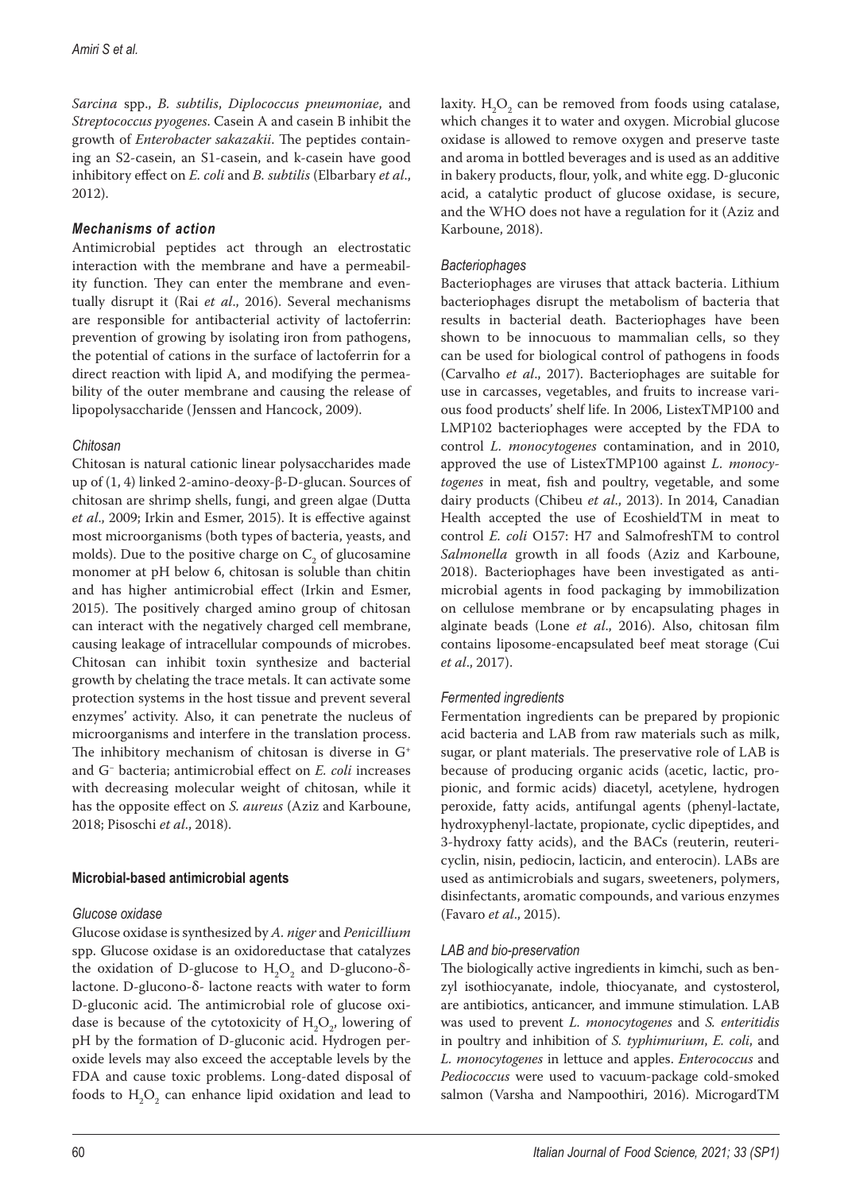*Sarcina* spp., *B. subtilis*, *Diplococcus pneumoniae*, and *Streptococcus pyogenes*. Casein A and casein B inhibit the growth of *Enterobacter sakazakii*. The peptides containing an S2-casein, an S1-casein, and k-casein have good inhibitory effect on *E. coli* and *B. subtilis* (Elbarbary *et al*., 2012).

### *Mechanisms of action*

Antimicrobial peptides act through an electrostatic interaction with the membrane and have a permeability function. They can enter the membrane and eventually disrupt it (Rai *et al*., 2016). Several mechanisms are responsible for antibacterial activity of lactoferrin: prevention of growing by isolating iron from pathogens, the potential of cations in the surface of lactoferrin for a direct reaction with lipid A, and modifying the permeability of the outer membrane and causing the release of lipopolysaccharide (Jenssen and Hancock, 2009).

### *Chitosan*

Chitosan is natural cationic linear polysaccharides made up of (1, 4) linked 2-amino-deoxy-β-D-glucan. Sources of chitosan are shrimp shells, fungi, and green algae (Dutta *et al*., 2009; Irkin and Esmer, 2015). It is effective against most microorganisms (both types of bacteria, yeasts, and molds). Due to the positive charge on $C_2$ of glucosamine monomer at pH below 6, chitosan is soluble than chitin and has higher antimicrobial effect (Irkin and Esmer, 2015). The positively charged amino group of chitosan can interact with the negatively charged cell membrane, causing leakage of intracellular compounds of microbes. Chitosan can inhibit toxin synthesize and bacterial growth by chelating the trace metals. It can activate some protection systems in the host tissue and prevent several enzymes' activity. Also, it can penetrate the nucleus of microorganisms and interfere in the translation process. The inhibitory mechanism of chitosan is diverse in $G^+$ and $G^-$ bacteria; antimicrobial effect on *E. coli* increases with decreasing molecular weight of chitosan, while it has the opposite effect on *S. aureus* (Aziz and Karboune, 2018; Pisoschi *et al*., 2018).

## Microbial-based antimicrobial agents

### *Glucose oxidase*

Glucose oxidase is synthesized by *A. niger* and *Penicillium* spp. Glucose oxidase is an oxidoreductase that catalyzes the oxidation of D-glucose to $H_2O_2$ and D-glucono-δ-lactone. D-glucono-δ- lactone reacts with water to form D-gluconic acid. The antimicrobial role of glucose oxidase is because of the cytotoxicity of $H_2O_2$, lowering of pH by the formation of D-gluconic acid. Hydrogen peroxide levels may also exceed the acceptable levels by the FDA and cause toxic problems. Long-dated disposal of foods to $H_2O_2$ can enhance lipid oxidation and lead to laxity. $H_2O_2$ can be removed from foods using catalase, which changes it to water and oxygen. Microbial glucose oxidase is allowed to remove oxygen and preserve taste and aroma in bottled beverages and is used as an additive in bakery products, flour, yolk, and white egg. D-gluconic acid, a catalytic product of glucose oxidase, is secure, and the WHO does not have a regulation for it (Aziz and Karboune, 2018).

### *Bacteriophages*

Bacteriophages are viruses that attack bacteria. Lithium bacteriophages disrupt the metabolism of bacteria that results in bacterial death. Bacteriophages have been shown to be innocuous to mammalian cells, so they can be used for biological control of pathogens in foods (Carvalho *et al*., 2017). Bacteriophages are suitable for use in carcasses, vegetables, and fruits to increase various food products' shelf life. In 2006, ListexTMP100 and LMP102 bacteriophages were accepted by the FDA to control *L. monocytogenes* contamination, and in 2010, approved the use of ListexTMP100 against *L. monocytogenes* in meat, fish and poultry, vegetable, and some dairy products (Chibeu *et al*., 2013). In 2014, Canadian Health accepted the use of EcoshieldTM in meat to control *E. coli* O157: H7 and SalmofreshTM to control *Salmonella* growth in all foods (Aziz and Karboune, 2018). Bacteriophages have been investigated as antimicrobial agents in food packaging by immobilization on cellulose membrane or by encapsulating phages in alginate beads (Lone *et al*., 2016). Also, chitosan film contains liposome-encapsulated beef meat storage (Cui *et al*., 2017).

### *Fermented ingredients*

Fermentation ingredients can be prepared by propionic acid bacteria and LAB from raw materials such as milk, sugar, or plant materials. The preservative role of LAB is because of producing organic acids (acetic, lactic, propionic, and formic acids) diacetyl, acetylene, hydrogen peroxide, fatty acids, antifungal agents (phenyl-lactate, hydroxyphenyl-lactate, propionate, cyclic dipeptides, and 3-hydroxy fatty acids), and the BACs (reuterin, reutericyclin, nisin, pediocin, lacticin, and enterocin). LABs are used as antimicrobials and sugars, sweeteners, polymers, disinfectants, aromatic compounds, and various enzymes (Favaro *et al*., 2015).

### *LAB and bio-preservation*

The biologically active ingredients in kimchi, such as benzyl isothiocyanate, indole, thiocyanate, and cystosterol, are antibiotics, anticancer, and immune stimulation. LAB was used to prevent *L. monocytogenes* and *S. enteritidis* in poultry and inhibition of *S. typhimurium*, *E. coli*, and *L. monocytogenes* in lettuce and apples. *Enterococcus* and *Pediococcus* were used to vacuum-package cold-smoked salmon (Varsha and Nampoothiri, 2016). MicrogardTM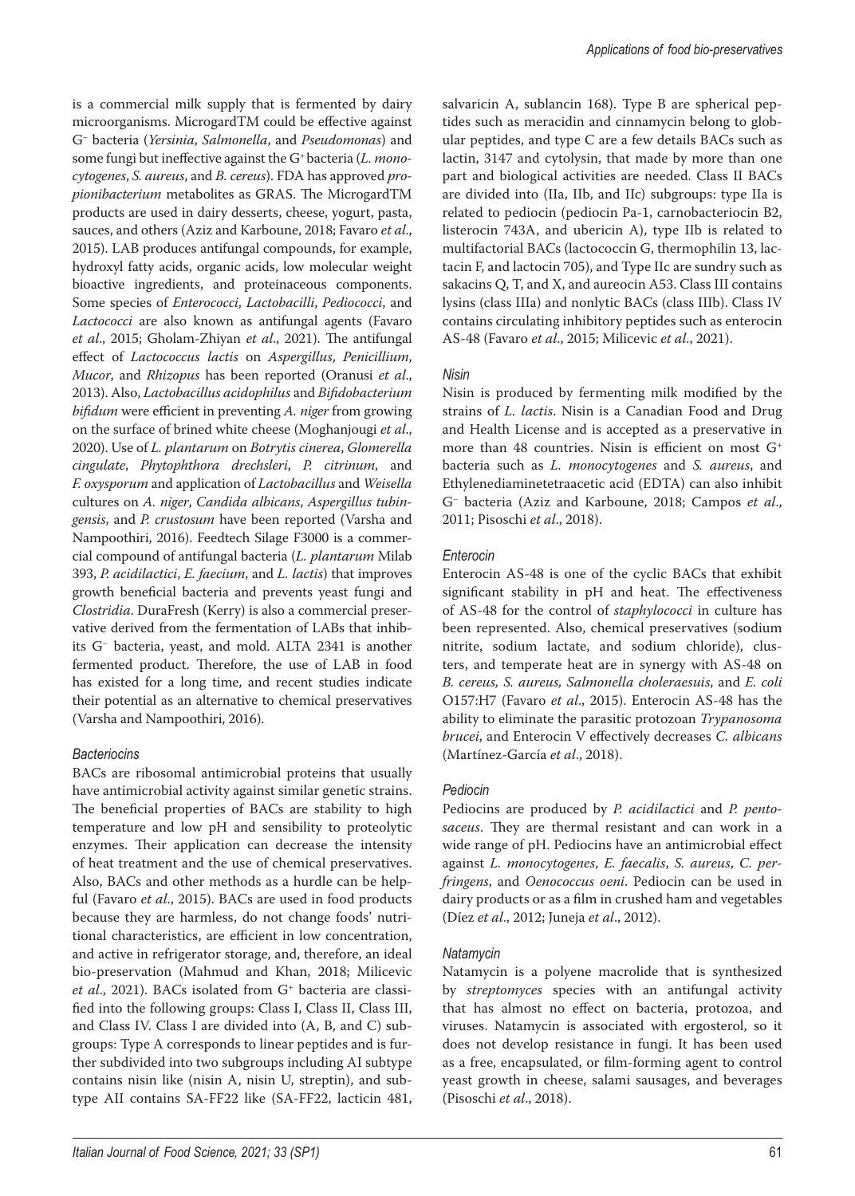is a commercial milk supply that is fermented by dairy microorganisms. MicrogardTM could be effective against G⁻ bacteria (*Yersinia*, *Salmonella*, and *Pseudomonas*) and some fungi but ineffective against the G⁺ bacteria (*L. monocytogenes*, *S. aureus*, and *B. cereus*). FDA has approved *propionibacterium* metabolites as GRAS. The MicrogardTM products are used in dairy desserts, cheese, yogurt, pasta, sauces, and others (Aziz and Karboune, 2018; Favaro *et al*., 2015). LAB produces antifungal compounds, for example, hydroxyl fatty acids, organic acids, low molecular weight bioactive ingredients, and proteinaceous components. Some species of *Enterococci*, *Lactobacilli*, *Pediococci*, and *Lactococci* are also known as antifungal agents (Favaro *et al*., 2015; Gholam-Zhiyan *et al*., 2021). The antifungal effect of *Lactococcus lactis* on *Aspergillus*, *Penicillium*, *Mucor*, and *Rhizopus* has been reported (Oranusi *et al*., 2013). Also, *Lactobacillus acidophilus* and *Bifidobacterium bifidum* were efficient in preventing *A. niger* from growing on the surface of brined white cheese (Moghanjougi *et al.*, 2020). Use of *L. plantarum* on *Botrytis cinerea*, *Glomerella cingulate*, *Phytophthora drechsleri*, *P. citrinum*, and *F. oxysporum* and application of *Lactobacillus* and *Weisella* cultures on *A. niger*, *Candida albicans*, *Aspergillus tubingensis*, and *P. crustosum* have been reported (Varsha and Nampoothiri, 2016). Feedtech Silage F3000 is a commercial compound of antifungal bacteria (*L. plantarum* Milab 393, *P. acidilactici*, *E. faecium*, and *L. lactis*) that improves growth beneficial bacteria and prevents yeast fungi and *Clostridia*. DuraFresh (Kerry) is also a commercial preservative derived from the fermentation of LABs that inhibits G⁻ bacteria, yeast, and mold. ALTA 2341 is another fermented product. Therefore, the use of LAB in food has existed for a long time, and recent studies indicate their potential as an alternative to chemical preservatives (Varsha and Nampoothiri, 2016).

### *Bacteriocins*

BACs are ribosomal antimicrobial proteins that usually have antimicrobial activity against similar genetic strains. The beneficial properties of BACs are stability to high temperature and low pH and sensibility to proteolytic enzymes. Their application can decrease the intensity of heat treatment and the use of chemical preservatives. Also, BACs and other methods as a hurdle can be helpful (Favaro *et al*., 2015). BACs are used in food products because they are harmless, do not change foods' nutritional characteristics, are efficient in low concentration, and active in refrigerator storage, and, therefore, an ideal bio-preservation (Mahmud and Khan, 2018; Milicevic *et al*., 2021). BACs isolated from G⁺ bacteria are classified into the following groups: Class I, Class II, Class III, and Class IV. Class I are divided into (A, B, and C) subgroups: Type A corresponds to linear peptides and is further subdivided into two subgroups including AI subtype contains nisin like (nisin A, nisin U, streptin), and subtype AII contains SA-FF22 like (SA-FF22, lacticin 481, salvaricin A, sublancin 168). Type B are spherical peptides such as meracidin and cinnamycin belong to globular peptides, and type C are a few details BACs such as lactin, 3147 and cytolysin, that made by more than one part and biological activities are needed. Class II BACs are divided into (IIa, IIb, and IIc) subgroups: type IIa is related to pediocin (pediocin Pa-1, carnobacteriocin B2, listerocin 743A, and ubericin A), type IIb is related to multifactorial BACs (lactococcin G, thermophilin 13, lactacin F, and lactocin 705), and Type IIc are sundry such as sakacins Q, T, and X, and aureocin A53. Class III contains lysins (class IIIa) and nonlytic BACs (class IIIb). Class IV contains circulating inhibitory peptides such as enterocin AS-48 (Favaro *et al*., 2015; Milicevic *et al*., 2021).

### *Nisin*

Nisin is produced by fermenting milk modified by the strains of *L. lactis*. Nisin is a Canadian Food and Drug and Health License and is accepted as a preservative in more than 48 countries. Nisin is efficient on most G⁺ bacteria such as *L. monocytogenes* and *S. aureus*, and Ethylenediaminetetraacetic acid (EDTA) can also inhibit G⁻ bacteria (Aziz and Karboune, 2018; Campos *et al*., 2011; Pisoschi *et al*., 2018).

### *Enterocin*

Enterocin AS-48 is one of the cyclic BACs that exhibit significant stability in pH and heat. The effectiveness of AS-48 for the control of *staphylococci* in culture has been represented. Also, chemical preservatives (sodium nitrite, sodium lactate, and sodium chloride), clusters, and temperate heat are in synergy with AS-48 on *B. cereus, S. aureus, Salmonella choleraesuis*, and *E. coli* O157:H7 (Favaro *et al*., 2015). Enterocin AS-48 has the ability to eliminate the parasitic protozoan *Trypanosoma brucei*, and Enterocin V effectively decreases *C. albicans* (Martínez-García *et al*., 2018).

### *Pediocin*

Pediocins are produced by *P. acidilactici* and *P. pentosaceus*. They are thermal resistant and can work in a wide range of pH. Pediocins have an antimicrobial effect against *L. monocytogenes*, *E. faecalis*, *S. aureus*, *C. perfringens*, and *Oenococcus oeni*. Pediocin can be used in dairy products or as a film in crushed ham and vegetables (Díez *et al*., 2012; Juneja *et al*., 2012).

### *Natamycin*

Natamycin is a polyene macrolide that is synthesized by *streptomyces* species with an antifungal activity that has almost no effect on bacteria, protozoa, and viruses. Natamycin is associated with ergosterol, so it does not develop resistance in fungi. It has been used as a free, encapsulated, or film-forming agent to control yeast growth in cheese, salami sausages, and beverages (Pisoschi *et al*., 2018).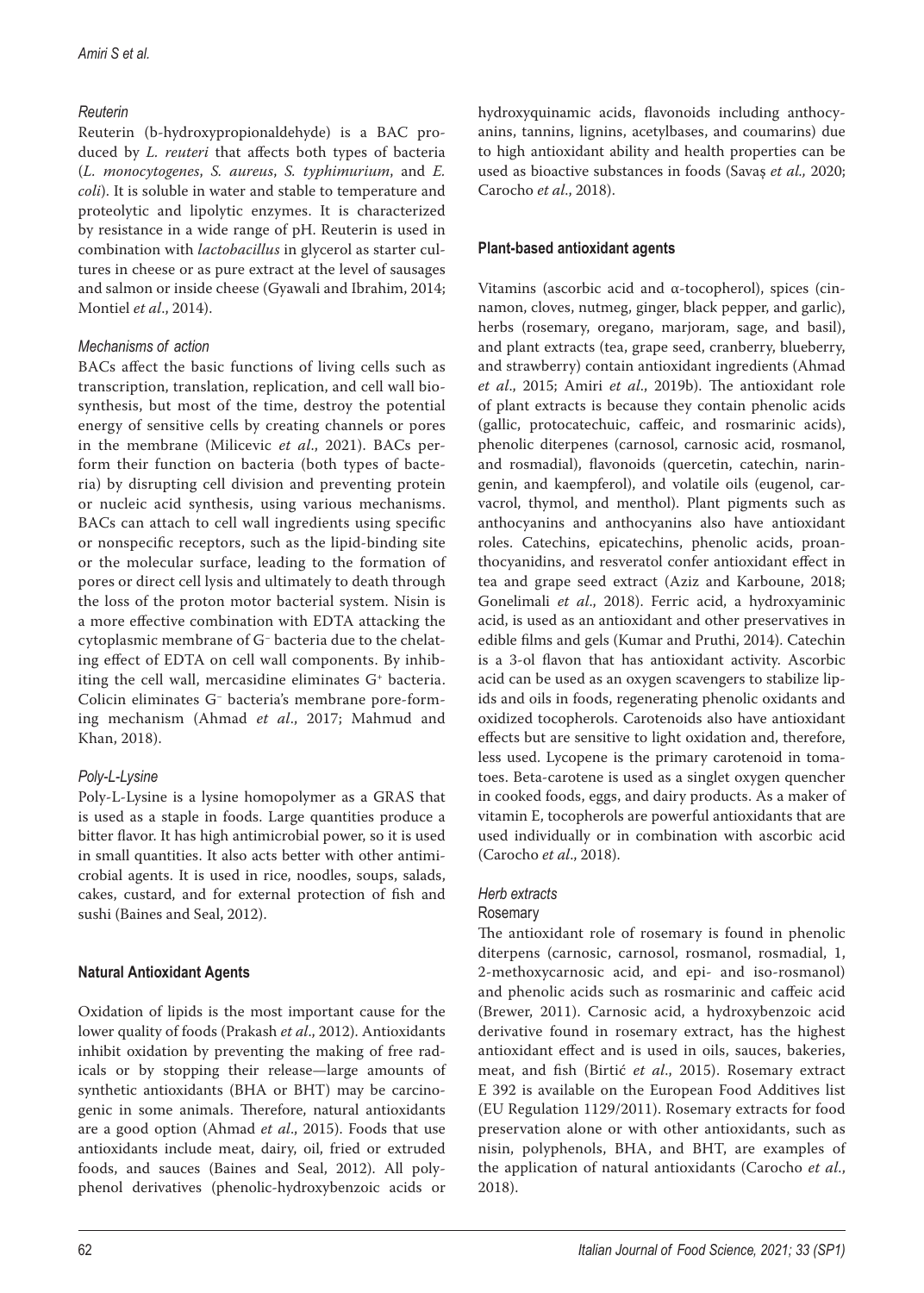#### *Reuterin*

Reuterin (b-hydroxypropionaldehyde) is a BAC produced by *L. reuteri* that affects both types of bacteria (*L. monocytogenes*, *S. aureus*, *S. typhimurium*, and *E. coli*). It is soluble in water and stable to temperature and proteolytic and lipolytic enzymes. It is characterized by resistance in a wide range of pH. Reuterin is used in combination with *lactobacillus* in glycerol as starter cultures in cheese or as pure extract at the level of sausages and salmon or inside cheese (Gyawali and Ibrahim, 2014; Montiel *et al*., 2014).

#### *Mechanisms of action*

BACs affect the basic functions of living cells such as transcription, translation, replication, and cell wall biosynthesis, but most of the time, destroy the potential energy of sensitive cells by creating channels or pores in the membrane (Milicevic *et al*., 2021). BACs perform their function on bacteria (both types of bacteria) by disrupting cell division and preventing protein or nucleic acid synthesis, using various mechanisms. BACs can attach to cell wall ingredients using specific or nonspecific receptors, such as the lipid-binding site or the molecular surface, leading to the formation of pores or direct cell lysis and ultimately to death through the loss of the proton motor bacterial system. Nisin is a more effective combination with EDTA attacking the cytoplasmic membrane of $G^-$ bacteria due to the chelating effect of EDTA on cell wall components. By inhibiting the cell wall, mercasidine eliminates $G^+$ bacteria. Colicin eliminates $G^-$ bacteria's membrane pore-forming mechanism (Ahmad *et al*., 2017; Mahmud and Khan, 2018).

#### *Poly-L-Lysine*

Poly-L-Lysine is a lysine homopolymer as a GRAS that is used as a staple in foods. Large quantities produce a bitter flavor. It has high antimicrobial power, so it is used in small quantities. It also acts better with other antimicrobial agents. It is used in rice, noodles, soups, salads, cakes, custard, and for external protection of fish and sushi (Baines and Seal, 2012).

### Natural Antioxidant Agents

Oxidation of lipids is the most important cause for the lower quality of foods (Prakash *et al*., 2012). Antioxidants inhibit oxidation by preventing the making of free radicals or by stopping their release—large amounts of synthetic antioxidants (BHA or BHT) may be carcinogenic in some animals. Therefore, natural antioxidants are a good option (Ahmad *et al*., 2015). Foods that use antioxidants include meat, dairy, oil, fried or extruded foods, and sauces (Baines and Seal, 2012). All polyphenol derivatives (phenolic-hydroxybenzoic acids or hydroxyquinamic acids, flavonoids including anthocyanins, tannins, lignins, acetylbases, and coumarins) due to high antioxidant ability and health properties can be used as bioactive substances in foods (Savaş *et al*., 2020; Carocho *et al*., 2018).

### Plant-based antioxidant agents

Vitamins (ascorbic acid and α-tocopherol), spices (cinnamon, cloves, nutmeg, ginger, black pepper, and garlic), herbs (rosemary, oregano, marjoram, sage, and basil), and plant extracts (tea, grape seed, cranberry, blueberry, and strawberry) contain antioxidant ingredients (Ahmad *et al*., 2015; Amiri *et al*., 2019b). The antioxidant role of plant extracts is because they contain phenolic acids (gallic, protocatechuic, caffeic, and rosmarinic acids), phenolic diterpenes (carnosol, carnosic acid, rosmanol, and rosmadial), flavonoids (quercetin, catechin, naringenin, and kaempferol), and volatile oils (eugenol, carvacrol, thymol, and menthol). Plant pigments such as anthocyanins and anthocyanins also have antioxidant roles. Catechins, epicatechins, phenolic acids, proanthocyanidins, and resveratol confer antioxidant effect in tea and grape seed extract (Aziz and Karboune, 2018; Gonelimali *et al*., 2018). Ferric acid, a hydroxyaminic acid, is used as an antioxidant and other preservatives in edible films and gels (Kumar and Pruthi, 2014). Catechin is a 3-ol flavon that has antioxidant activity. Ascorbic acid can be used as an oxygen scavengers to stabilize lipids and oils in foods, regenerating phenolic oxidants and oxidized tocopherols. Carotenoids also have antioxidant effects but are sensitive to light oxidation and, therefore, less used. Lycopene is the primary carotenoid in tomatoes. Beta-carotene is used as a singlet oxygen quencher in cooked foods, eggs, and dairy products. As a maker of vitamin E, tocopherols are powerful antioxidants that are used individually or in combination with ascorbic acid (Carocho *et al*., 2018).

#### *Herb extracts*

##### Rosemary

The antioxidant role of rosemary is found in phenolic diterpens (carnosic, carnosol, rosmanol, rosmadial, 1, 2-methoxycarnosic acid, and epi- and iso-rosmanol) and phenolic acids such as rosmarinic and caffeic acid (Brewer, 2011). Carnosic acid, a hydroxybenzoic acid derivative found in rosemary extract, has the highest antioxidant effect and is used in oils, sauces, bakeries, meat, and fish (Birtić *et al*., 2015). Rosemary extract E 392 is available on the European Food Additives list (EU Regulation 1129/2011). Rosemary extracts for food preservation alone or with other antioxidants, such as nisin, polyphenols, BHA, and BHT, are examples of the application of natural antioxidants (Carocho *et al*., 2018).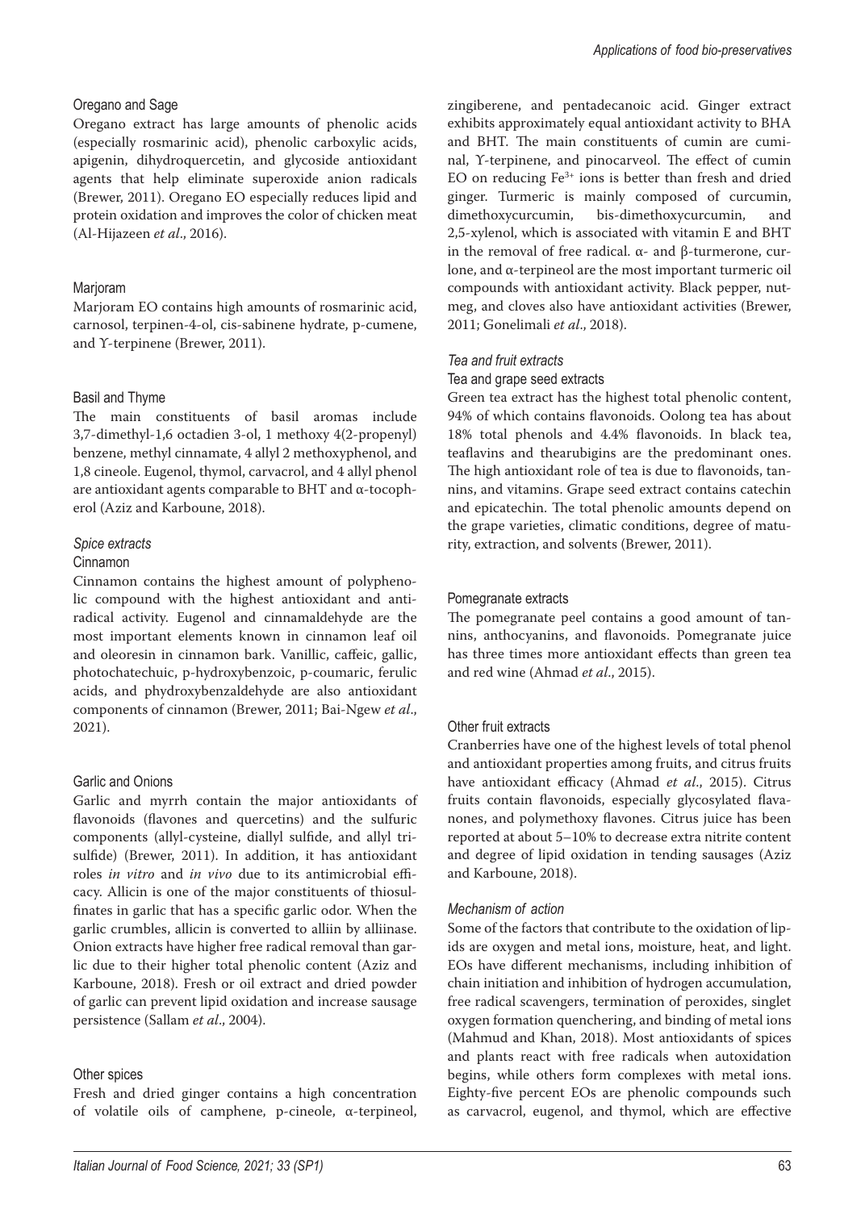### Oregano and Sage

Oregano extract has large amounts of phenolic acids (especially rosmarinic acid), phenolic carboxylic acids, apigenin, dihydroquercetin, and glycoside antioxidant agents that help eliminate superoxide anion radicals (Brewer, 2011). Oregano EO especially reduces lipid and protein oxidation and improves the color of chicken meat (Al-Hijazeen *et al*., 2016).

### Marjoram

Marjoram EO contains high amounts of rosmarinic acid, carnosol, terpinen-4-ol, cis-sabinene hydrate, p-cumene, and ϒ-terpinene (Brewer, 2011).

### Basil and Thyme

The main constituents of basil aromas include 3,7-dimethyl-1,6 octadien 3-ol, 1 methoxy 4(2-propenyl) benzene, methyl cinnamate, 4 allyl 2 methoxyphenol, and 1,8 cineole. Eugenol, thymol, carvacrol, and 4 allyl phenol are antioxidant agents comparable to BHT and α-tocopherol (Aziz and Karboune, 2018).

## *Spice extracts*

### Cinnamon

Cinnamon contains the highest amount of polyphenolic compound with the highest antioxidant and anti-radical activity. Eugenol and cinnamaldehyde are the most important elements known in cinnamon leaf oil and oleoresin in cinnamon bark. Vanillic, caffeic, gallic, photochatechuic, p-hydroxybenzoic, p-coumaric, ferulic acids, and phydroxybenzaldehyde are also antioxidant components of cinnamon (Brewer, 2011; Bai-Ngew *et al*., 2021).

### Garlic and Onions

Garlic and myrrh contain the major antioxidants of flavonoids (flavones and quercetins) and the sulfuric components (allyl-cysteine, diallyl sulfide, and allyl trisulfide) (Brewer, 2011). In addition, it has antioxidant roles *in vitro* and *in vivo* due to its antimicrobial efficacy. Allicin is one of the major constituents of thiosulfinates in garlic that has a specific garlic odor. When the garlic crumbles, allicin is converted to alliin by alliinase. Onion extracts have higher free radical removal than garlic due to their higher total phenolic content (Aziz and Karboune, 2018). Fresh or oil extract and dried powder of garlic can prevent lipid oxidation and increase sausage persistence (Sallam *et al*., 2004).

### Other spices

Fresh and dried ginger contains a high concentration of volatile oils of camphene, p-cineole, α-terpineol, zingiberene, and pentadecanoic acid. Ginger extract exhibits approximately equal antioxidant activity to BHA and BHT. The main constituents of cumin are cuminal, ϒ-terpinene, and pinocarveol. The effect of cumin EO on reducing $Fe^{3+}$ ions is better than fresh and dried ginger. Turmeric is mainly composed of curcumin, dimethoxycurcumin, bis-dimethoxycurcumin, and 2,5-xylenol, which is associated with vitamin E and BHT in the removal of free radical. α- and β-turmerone, curlone, and α-terpineol are the most important turmeric oil compounds with antioxidant activity. Black pepper, nutmeg, and cloves also have antioxidant activities (Brewer, 2011; Gonelimali *et al*., 2018).

## *Tea and fruit extracts*

### Tea and grape seed extracts

Green tea extract has the highest total phenolic content, 94% of which contains flavonoids. Oolong tea has about 18% total phenols and 4.4% flavonoids. In black tea, teaflavins and thearubigins are the predominant ones. The high antioxidant role of tea is due to flavonoids, tannins, and vitamins. Grape seed extract contains catechin and epicatechin. The total phenolic amounts depend on the grape varieties, climatic conditions, degree of maturity, extraction, and solvents (Brewer, 2011).

### Pomegranate extracts

The pomegranate peel contains a good amount of tannins, anthocyanins, and flavonoids. Pomegranate juice has three times more antioxidant effects than green tea and red wine (Ahmad *et al*., 2015).

### Other fruit extracts

Cranberries have one of the highest levels of total phenol and antioxidant properties among fruits, and citrus fruits have antioxidant efficacy (Ahmad *et al*., 2015). Citrus fruits contain flavonoids, especially glycosylated flavanones, and polymethoxy flavones. Citrus juice has been reported at about 5–10% to decrease extra nitrite content and degree of lipid oxidation in tending sausages (Aziz and Karboune, 2018).

## *Mechanism of action*

Some of the factors that contribute to the oxidation of lipids are oxygen and metal ions, moisture, heat, and light. EOs have different mechanisms, including inhibition of chain initiation and inhibition of hydrogen accumulation, free radical scavengers, termination of peroxides, singlet oxygen formation quenchering, and binding of metal ions (Mahmud and Khan, 2018). Most antioxidants of spices and plants react with free radicals when autoxidation begins, while others form complexes with metal ions. Eighty-five percent EOs are phenolic compounds such as carvacrol, eugenol, and thymol, which are effective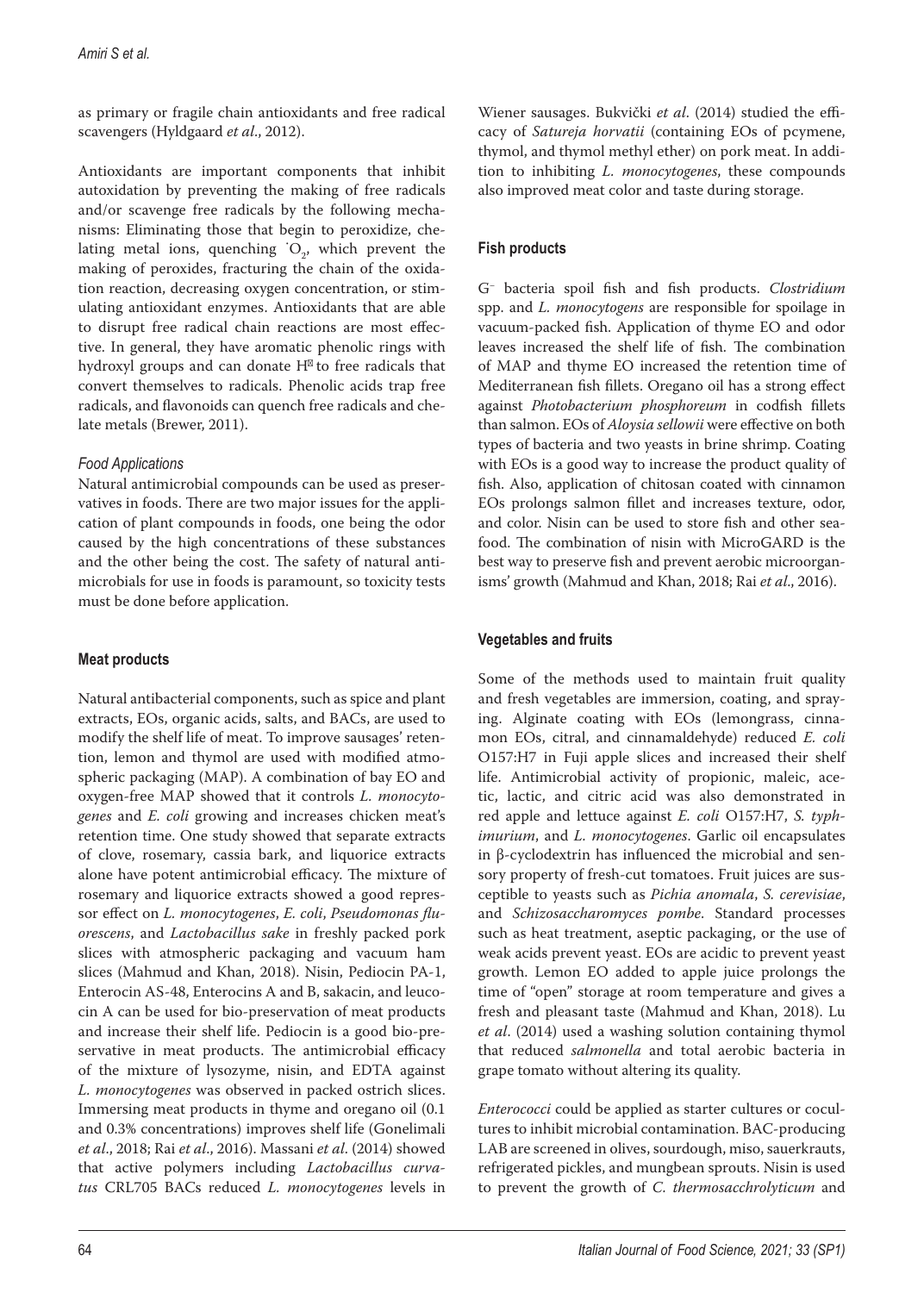as primary or fragile chain antioxidants and free radical scavengers (Hyldgaard *et al*., 2012).

Antioxidants are important components that inhibit autoxidation by preventing the making of free radicals and/or scavenge free radicals by the following mechanisms: Eliminating those that begin to peroxidize, chelating metal ions, quenching $^{\cdot}O_2$, which prevent the making of peroxides, fracturing the chain of the oxidation reaction, decreasing oxygen concentration, or stimulating antioxidant enzymes. Antioxidants that are able to disrupt free radical chain reactions are most effective. In general, they have aromatic phenolic rings with hydroxyl groups and can donate H to free radicals that convert themselves to radicals. Phenolic acids trap free radicals, and flavonoids can quench free radicals and chelate metals (Brewer, 2011).

### *Food Applications*

Natural antimicrobial compounds can be used as preservatives in foods. There are two major issues for the application of plant compounds in foods, one being the odor caused by the high concentrations of these substances and the other being the cost. The safety of natural antimicrobials for use in foods is paramount, so toxicity tests must be done before application.

### Meat products

Natural antibacterial components, such as spice and plant extracts, EOs, organic acids, salts, and BACs, are used to modify the shelf life of meat. To improve sausages' retention, lemon and thymol are used with modified atmospheric packaging (MAP). A combination of bay EO and oxygen-free MAP showed that it controls *L. monocytogenes* and *E. coli* growing and increases chicken meat's retention time. One study showed that separate extracts of clove, rosemary, cassia bark, and liquorice extracts alone have potent antimicrobial efficacy. The mixture of rosemary and liquorice extracts showed a good repressor effect on *L. monocytogenes*, *E. coli*, *Pseudomonas fluorescens*, and *Lactobacillus sake* in freshly packed pork slices with atmospheric packaging and vacuum ham slices (Mahmud and Khan, 2018). Nisin, Pediocin PA-1, Enterocin AS-48, Enterocins A and B, sakacin, and leucocin A can be used for bio-preservation of meat products and increase their shelf life. Pediocin is a good bio-preservative in meat products. The antimicrobial efficacy of the mixture of lysozyme, nisin, and EDTA against *L. monocytogenes* was observed in packed ostrich slices. Immersing meat products in thyme and oregano oil (0.1 and 0.3% concentrations) improves shelf life (Gonelimali *et al*., 2018; Rai *et al*., 2016). Massani *et al*. (2014) showed that active polymers including *Lactobacillus curvatus* CRL705 BACs reduced *L. monocytogenes* levels in Wiener sausages. Bukvički *et al*. (2014) studied the efficacy of *Satureja horvatii* (containing EOs of pcymene, thymol, and thymol methyl ether) on pork meat. In addition to inhibiting *L. monocytogenes*, these compounds also improved meat color and taste during storage.

### Fish products

$G^{-}$ bacteria spoil fish and fish products. *Clostridium* spp. and *L. monocytogens* are responsible for spoilage in vacuum-packed fish. Application of thyme EO and odor leaves increased the shelf life of fish. The combination of MAP and thyme EO increased the retention time of Mediterranean fish fillets. Oregano oil has a strong effect against *Photobacterium phosphoreum* in codfish fillets than salmon. EOs of *Aloysia sellowii* were effective on both types of bacteria and two yeasts in brine shrimp. Coating with EOs is a good way to increase the product quality of fish. Also, application of chitosan coated with cinnamon EOs prolongs salmon fillet and increases texture, odor, and color. Nisin can be used to store fish and other seafood. The combination of nisin with MicroGARD is the best way to preserve fish and prevent aerobic microorganisms' growth (Mahmud and Khan, 2018; Rai *et al*., 2016).

### Vegetables and fruits

Some of the methods used to maintain fruit quality and fresh vegetables are immersion, coating, and spraying. Alginate coating with EOs (lemongrass, cinnamon EOs, citral, and cinnamaldehyde) reduced *E. coli* O157:H7 in Fuji apple slices and increased their shelf life. Antimicrobial activity of propionic, maleic, acetic, lactic, and citric acid was also demonstrated in red apple and lettuce against *E. coli* O157:H7, *S. typhimurium*, and *L. monocytogenes*. Garlic oil encapsulates in β-cyclodextrin has influenced the microbial and sensory property of fresh-cut tomatoes. Fruit juices are susceptible to yeasts such as *Pichia anomala*, *S. cerevisiae*, and *Schizosaccharomyces pombe*. Standard processes such as heat treatment, aseptic packaging, or the use of weak acids prevent yeast. EOs are acidic to prevent yeast growth. Lemon EO added to apple juice prolongs the time of "open" storage at room temperature and gives a fresh and pleasant taste (Mahmud and Khan, 2018). Lu *et al*. (2014) used a washing solution containing thymol that reduced *salmonella* and total aerobic bacteria in grape tomato without altering its quality.

*Enterococci* could be applied as starter cultures or cocultures to inhibit microbial contamination. BAC-producing LAB are screened in olives, sourdough, miso, sauerkrauts, refrigerated pickles, and mungbean sprouts. Nisin is used to prevent the growth of *C. thermosacchrolyticum* and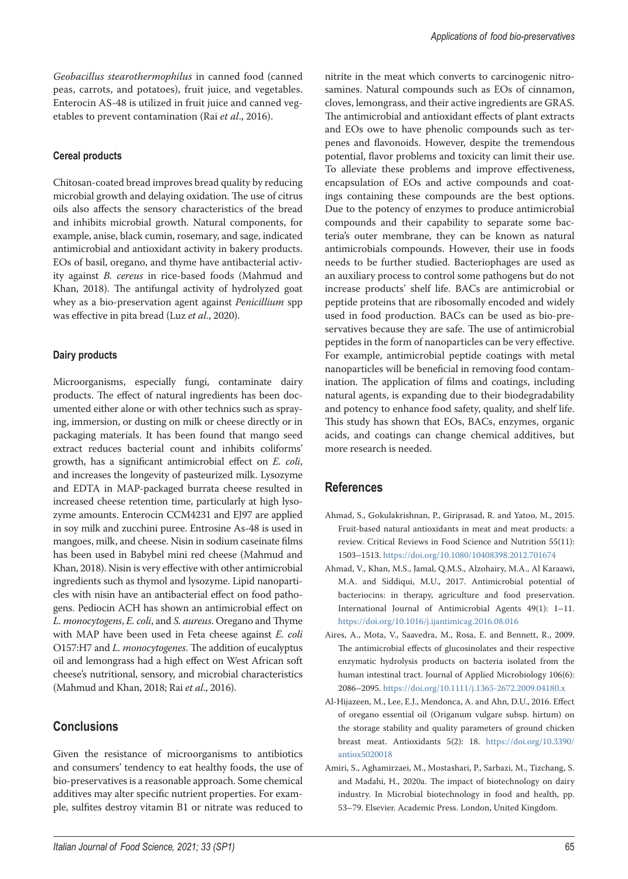*Geobacillus stearothermophilus* in canned food (canned peas, carrots, and potatoes), fruit juice, and vegetables. Enterocin AS-48 is utilized in fruit juice and canned vegetables to prevent contamination (Rai *et al*., 2016).

### Cereal products

Chitosan-coated bread improves bread quality by reducing microbial growth and delaying oxidation. The use of citrus oils also affects the sensory characteristics of the bread and inhibits microbial growth. Natural components, for example, anise, black cumin, rosemary, and sage, indicated antimicrobial and antioxidant activity in bakery products. EOs of basil, oregano, and thyme have antibacterial activity against *B. cereus* in rice-based foods (Mahmud and Khan, 2018). The antifungal activity of hydrolyzed goat whey as a bio-preservation agent against *Penicillium* spp was effective in pita bread (Luz *et al*., 2020).

### Dairy products

Microorganisms, especially fungi, contaminate dairy products. The effect of natural ingredients has been documented either alone or with other technics such as spraying, immersion, or dusting on milk or cheese directly or in packaging materials. It has been found that mango seed extract reduces bacterial count and inhibits coliforms' growth, has a significant antimicrobial effect on *E. coli*, and increases the longevity of pasteurized milk. Lysozyme and EDTA in MAP-packaged burrata cheese resulted in increased cheese retention time, particularly at high lysozyme amounts. Enterocin CCM4231 and EJ97 are applied in soy milk and zucchini puree. Entrosine As-48 is used in mangoes, milk, and cheese. Nisin in sodium caseinate films has been used in Babybel mini red cheese (Mahmud and Khan, 2018). Nisin is very effective with other antimicrobial ingredients such as thymol and lysozyme. Lipid nanoparticles with nisin have an antibacterial effect on food pathogens. Pediocin ACH has shown an antimicrobial effect on *L. monocytogens*, *E. coli*, and *S. aureus*. Oregano and Thyme with MAP have been used in Feta cheese against *E. coli* O157:H7 and *L. monocytogenes*. The addition of eucalyptus oil and lemongrass had a high effect on West African soft cheese's nutritional, sensory, and microbial characteristics (Mahmud and Khan, 2018; Rai *et al*., 2016).

## Conclusions

Given the resistance of microorganisms to antibiotics and consumers' tendency to eat healthy foods, the use of bio-preservatives is a reasonable approach. Some chemical additives may alter specific nutrient properties. For example, sulfites destroy vitamin B1 or nitrate was reduced to nitrite in the meat which converts to carcinogenic nitrosamines. Natural compounds such as EOs of cinnamon, cloves, lemongrass, and their active ingredients are GRAS. The antimicrobial and antioxidant effects of plant extracts and EOs owe to have phenolic compounds such as terpenes and flavonoids. However, despite the tremendous potential, flavor problems and toxicity can limit their use. To alleviate these problems and improve effectiveness, encapsulation of EOs and active compounds and coatings containing these compounds are the best options. Due to the potency of enzymes to produce antimicrobial compounds and their capability to separate some bacteria's outer membrane, they can be known as natural antimicrobials compounds. However, their use in foods needs to be further studied. Bacteriophages are used as an auxiliary process to control some pathogens but do not increase products' shelf life. BACs are antimicrobial or peptide proteins that are ribosomally encoded and widely used in food production. BACs can be used as bio-preservatives because they are safe. The use of antimicrobial peptides in the form of nanoparticles can be very effective. For example, antimicrobial peptide coatings with metal nanoparticles will be beneficial in removing food contamination. The application of films and coatings, including natural agents, is expanding due to their biodegradability and potency to enhance food safety, quality, and shelf life. This study has shown that EOs, BACs, enzymes, organic acids, and coatings can change chemical additives, but more research is needed.

## References

Ahmad, S., Gokulakrishnan, P., Giriprasad, R. and Yatoo, M., 2015. Fruit-based natural antioxidants in meat and meat products: a review. Critical Reviews in Food Science and Nutrition 55(11): 1503–1513. https://doi.org/10.1080/10408398.2012.701674

Ahmad, V., Khan, M.S., Jamal, Q.M.S., Alzohairy, M.A., Al Karaawi, M.A. and Siddiqui, M.U., 2017. Antimicrobial potential of bacteriocins: in therapy, agriculture and food preservation. International Journal of Antimicrobial Agents 49(1): 1–11. https://doi.org/10.1016/j.ijantimicag.2016.08.016

Aires, A., Mota, V., Saavedra, M., Rosa, E. and Bennett, R., 2009. The antimicrobial effects of glucosinolates and their respective enzymatic hydrolysis products on bacteria isolated from the human intestinal tract. Journal of Applied Microbiology 106(6): 2086–2095. https://doi.org/10.1111/j.1365-2672.2009.04180.x

Al-Hijazeen, M., Lee, E.J., Mendonca, A. and Ahn, D.U., 2016. Effect of oregano essential oil (Origanum vulgare subsp. hirtum) on the storage stability and quality parameters of ground chicken breast meat. Antioxidants 5(2): 18. https://doi.org/10.3390/antiox5020018

Amiri, S., Aghamirzaei, M., Mostashari, P., Sarbazi, M., Tizchang, S. and Madahi, H., 2020a. The impact of biotechnology on dairy industry. In Microbial biotechnology in food and health, pp. 53–79. Elsevier. Academic Press. London, United Kingdom.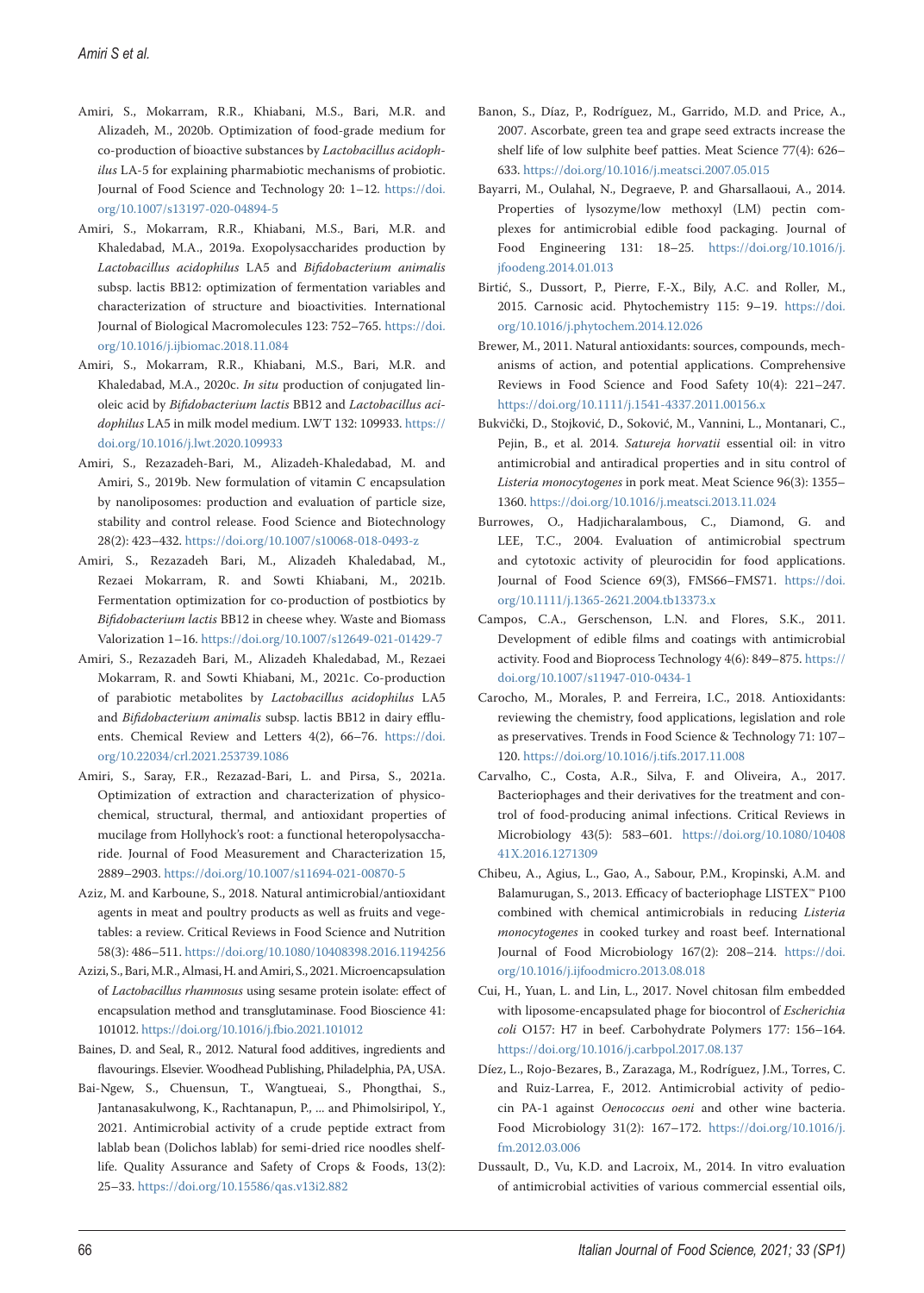Amiri, S., Mokarram, R.R., Khiabani, M.S., Bari, M.R. and Alizadeh, M., 2020b. Optimization of food-grade medium for co-production of bioactive substances by *Lactobacillus acidophilus* LA-5 for explaining pharmabiotic mechanisms of probiotic. Journal of Food Science and Technology 20: 1–12. https://doi.org/10.1007/s13197-020-04894-5

Amiri, S., Mokarram, R.R., Khiabani, M.S., Bari, M.R. and Khaledabad, M.A., 2019a. Exopolysaccharides production by *Lactobacillus acidophilus* LA5 and *Bifidobacterium animalis* subsp. lactis BB12: optimization of fermentation variables and characterization of structure and bioactivities. International Journal of Biological Macromolecules 123: 752–765. https://doi.org/10.1016/j.ijbiomac.2018.11.084

Amiri, S., Mokarram, R.R., Khiabani, M.S., Bari, M.R. and Khaledabad, M.A., 2020c. *In situ* production of conjugated linoleic acid by *Bifidobacterium lactis* BB12 and *Lactobacillus acidophilus* LA5 in milk model medium. LWT 132: 109933. https://doi.org/10.1016/j.lwt.2020.109933

Amiri, S., Rezazadeh-Bari, M., Alizadeh-Khaledabad, M. and Amiri, S., 2019b. New formulation of vitamin C encapsulation by nanoliposomes: production and evaluation of particle size, stability and control release. Food Science and Biotechnology 28(2): 423–432. https://doi.org/10.1007/s10068-018-0493-z

Amiri, S., Rezazadeh Bari, M., Alizadeh Khaledabad, M., Rezaei Mokarram, R. and Sowti Khiabani, M., 2021b. Fermentation optimization for co-production of postbiotics by *Bifidobacterium lactis* BB12 in cheese whey. Waste and Biomass Valorization 1–16. https://doi.org/10.1007/s12649-021-01429-7

Amiri, S., Rezazadeh Bari, M., Alizadeh Khaledabad, M., Rezaei Mokarram, R. and Sowti Khiabani, M., 2021c. Co-production of parabiotic metabolites by *Lactobacillus acidophilus* LA5 and *Bifidobacterium animalis* subsp. lactis BB12 in dairy effluents. Chemical Review and Letters 4(2), 66–76. https://doi.org/10.22034/crl.2021.253739.1086

Amiri, S., Saray, F.R., Rezazad-Bari, L. and Pirsa, S., 2021a. Optimization of extraction and characterization of physicochemical, structural, thermal, and antioxidant properties of mucilage from Hollyhock's root: a functional heteropolysaccharide. Journal of Food Measurement and Characterization 15, 2889–2903. https://doi.org/10.1007/s11694-021-00870-5

Aziz, M. and Karboune, S., 2018. Natural antimicrobial/antioxidant agents in meat and poultry products as well as fruits and vegetables: a review. Critical Reviews in Food Science and Nutrition 58(3): 486–511. https://doi.org/10.1080/10408398.2016.1194256

Azizi, S., Bari, M.R., Almasi, H. and Amiri, S., 2021. Microencapsulation of *Lactobacillus rhamnosus* using sesame protein isolate: effect of encapsulation method and transglutaminase. Food Bioscience 41: 101012. https://doi.org/10.1016/j.fbio.2021.101012

Baines, D. and Seal, R., 2012. Natural food additives, ingredients and flavourings. Elsevier. Woodhead Publishing, Philadelphia, PA, USA.

Bai-Ngew, S., Chuensun, T., Wangtueai, S., Phongthai, S., Jantanasakulwong, K., Rachtanapun, P., ... and Phimolsiripol, Y., 2021. Antimicrobial activity of a crude peptide extract from lablab bean (Dolichos lablab) for semi-dried rice noodles shelf-life. Quality Assurance and Safety of Crops & Foods, 13(2): 25–33. https://doi.org/10.15586/qas.v13i2.882

Banon, S., Díaz, P., Rodríguez, M., Garrido, M.D. and Price, A., 2007. Ascorbate, green tea and grape seed extracts increase the shelf life of low sulphite beef patties. Meat Science 77(4): 626–633. https://doi.org/10.1016/j.meatsci.2007.05.015

Bayarri, M., Oulahal, N., Degraeve, P. and Gharsallaoui, A., 2014. Properties of lysozyme/low methoxyl (LM) pectin complexes for antimicrobial edible food packaging. Journal of Food Engineering 131: 18–25. https://doi.org/10.1016/j.jfoodeng.2014.01.013

Birtić, S., Dussort, P., Pierre, F.-X., Bily, A.C. and Roller, M., 2015. Carnosic acid. Phytochemistry 115: 9–19. https://doi.org/10.1016/j.phytochem.2014.12.026

Brewer, M., 2011. Natural antioxidants: sources, compounds, mechanisms of action, and potential applications. Comprehensive Reviews in Food Science and Food Safety 10(4): 221–247. https://doi.org/10.1111/j.1541-4337.2011.00156.x

Bukvički, D., Stojković, D., Soković, M., Vannini, L., Montanari, C., Pejin, B., et al. 2014. *Satureja horvatii* essential oil: in vitro antimicrobial and antiradical properties and in situ control of *Listeria monocytogenes* in pork meat. Meat Science 96(3): 1355–1360. https://doi.org/10.1016/j.meatsci.2013.11.024

Burrowes, O., Hadjicharalambous, C., Diamond, G. and LEE, T.C., 2004. Evaluation of antimicrobial spectrum and cytotoxic activity of pleurocidin for food applications. Journal of Food Science 69(3), FMS66–FMS71. https://doi.org/10.1111/j.1365-2621.2004.tb13373.x

Campos, C.A., Gerschenson, L.N. and Flores, S.K., 2011. Development of edible films and coatings with antimicrobial activity. Food and Bioprocess Technology 4(6): 849–875. https://doi.org/10.1007/s11947-010-0434-1

Carocho, M., Morales, P. and Ferreira, I.C., 2018. Antioxidants: reviewing the chemistry, food applications, legislation and role as preservatives. Trends in Food Science & Technology 71: 107–120. https://doi.org/10.1016/j.tifs.2017.11.008

Carvalho, C., Costa, A.R., Silva, F. and Oliveira, A., 2017. Bacteriophages and their derivatives for the treatment and control of food-producing animal infections. Critical Reviews in Microbiology 43(5): 583–601. https://doi.org/10.1080/1040841X.2016.1271309

Chibeu, A., Agius, L., Gao, A., Sabour, P.M., Kropinski, A.M. and Balamurugan, S., 2013. Efficacy of bacteriophage LISTEX™ P100 combined with chemical antimicrobials in reducing *Listeria monocytogenes* in cooked turkey and roast beef. International Journal of Food Microbiology 167(2): 208–214. https://doi.org/10.1016/j.ijfoodmicro.2013.08.018

Cui, H., Yuan, L. and Lin, L., 2017. Novel chitosan film embedded with liposome-encapsulated phage for biocontrol of *Escherichia coli* O157: H7 in beef. Carbohydrate Polymers 177: 156–164. https://doi.org/10.1016/j.carbpol.2017.08.137

Díez, L., Rojo-Bezares, B., Zarazaga, M., Rodríguez, J.M., Torres, C. and Ruiz-Larrea, F., 2012. Antimicrobial activity of pediocin PA-1 against *Oenococcus oeni* and other wine bacteria. Food Microbiology 31(2): 167–172. https://doi.org/10.1016/j.fm.2012.03.006

Dussault, D., Vu, K.D. and Lacroix, M., 2014. In vitro evaluation of antimicrobial activities of various commercial essential oils,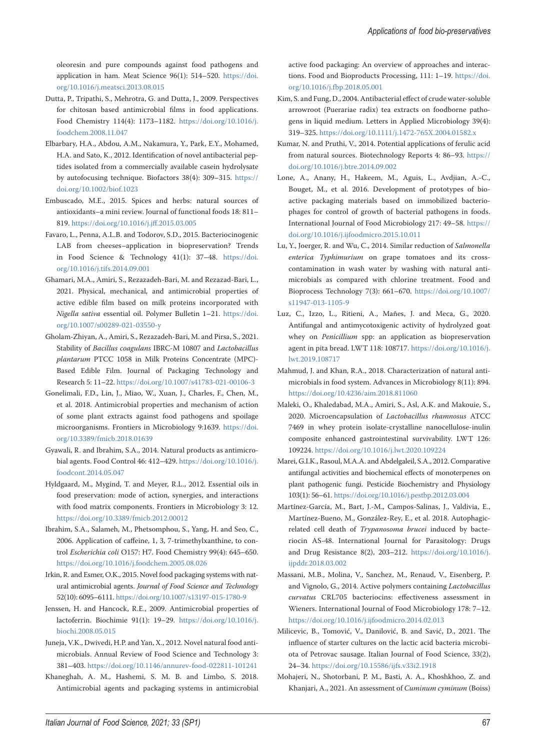oleoresin and pure compounds against food pathogens and application in ham. Meat Science 96(1): 514–520. https://doi.org/10.1016/j.meatsci.2013.08.015

Dutta, P., Tripathi, S., Mehrotra, G. and Dutta, J., 2009. Perspectives for chitosan based antimicrobial films in food applications. Food Chemistry 114(4): 1173–1182. https://doi.org/10.1016/j.foodchem.2008.11.047

Elbarbary, H.A., Abdou, A.M., Nakamura, Y., Park, E.Y., Mohamed, H.A. and Sato, K., 2012. Identification of novel antibacterial peptides isolated from a commercially available casein hydrolysate by autofocusing technique. Biofactors 38(4): 309–315. https://doi.org/10.1002/biof.1023

Embuscado, M.E., 2015. Spices and herbs: natural sources of antioxidants–a mini review. Journal of functional foods 18: 811–819. https://doi.org/10.1016/j.jff.2015.03.005

Favaro, L., Penna, A.L.B. and Todorov, S.D., 2015. Bacteriocinogenic LAB from cheeses–application in biopreservation? Trends in Food Science & Technology 41(1): 37–48. https://doi.org/10.1016/j.tifs.2014.09.001

Ghamari, M.A., Amiri, S., Rezazadeh-Bari, M. and Rezazad-Bari, L., 2021. Physical, mechanical, and antimicrobial properties of active edible film based on milk proteins incorporated with *Nigella sativa* essential oil. Polymer Bulletin 1–21. https://doi.org/10.1007/s00289-021-03550-y

Gholam-Zhiyan, A., Amiri, S., Rezazadeh-Bari, M. and Pirsa, S., 2021. Stability of *Bacillus coagulans* IBRC-M 10807 and *Lactobacillus plantarum* PTCC 1058 in Milk Proteins Concentrate (MPC)-Based Edible Film. Journal of Packaging Technology and Research 5: 11–22. https://doi.org/10.1007/s41783-021-00106-3

Gonelimali, F.D., Lin, J., Miao, W., Xuan, J., Charles, F., Chen, M., et al. 2018. Antimicrobial properties and mechanism of action of some plant extracts against food pathogens and spoilage microorganisms. Frontiers in Microbiology 9:1639. https://doi.org/10.3389/fmicb.2018.01639

Gyawali, R. and Ibrahim, S.A., 2014. Natural products as antimicrobial agents. Food Control 46: 412–429. https://doi.org/10.1016/j.foodcont.2014.05.047

Hyldgaard, M., Mygind, T. and Meyer, R.L., 2012. Essential oils in food preservation: mode of action, synergies, and interactions with food matrix components. Frontiers in Microbiology 3: 12. https://doi.org/10.3389/fmicb.2012.00012

Ibrahim, S.A., Salameh, M., Phetsomphou, S., Yang, H. and Seo, C., 2006. Application of caffeine, 1, 3, 7-trimethylxanthine, to control *Escherichia coli* O157: H7. Food Chemistry 99(4): 645–650. https://doi.org/10.1016/j.foodchem.2005.08.026

Irkin, R. and Esmer, O.K., 2015. Novel food packaging systems with natural antimicrobial agents. *Journal of Food Science and Technology* 52(10): 6095–6111. https://doi.org/10.1007/s13197-015-1780-9

Jenssen, H. and Hancock, R.E., 2009. Antimicrobial properties of lactoferrin. Biochimie 91(1): 19–29. https://doi.org/10.1016/j.biochi.2008.05.015

Juneja, V.K., Dwivedi, H.P. and Yan, X., 2012. Novel natural food antimicrobials. Annual Review of Food Science and Technology 3: 381–403. https://doi.org/10.1146/annurev-food-022811-101241

Khaneghah, A. M., Hashemi, S. M. B. and Limbo, S. 2018. Antimicrobial agents and packaging systems in antimicrobial active food packaging: An overview of approaches and interactions. Food and Bioproducts Processing, 111: 1–19. https://doi.org/10.1016/j.fbp.2018.05.001

Kim, S. and Fung, D., 2004. Antibacterial effect of crude water-soluble arrowroot (Puerariae radix) tea extracts on foodborne pathogens in liquid medium. Letters in Applied Microbiology 39(4): 319–325. https://doi.org/10.1111/j.1472-765X.2004.01582.x

Kumar, N. and Pruthi, V., 2014. Potential applications of ferulic acid from natural sources. Biotechnology Reports 4: 86–93. https://doi.org/10.1016/j.btre.2014.09.002

Lone, A., Anany, H., Hakeem, M., Aguis, L., Avdjian, A.-C., Bouget, M., et al. 2016. Development of prototypes of bioactive packaging materials based on immobilized bacteriophages for control of growth of bacterial pathogens in foods. International Journal of Food Microbiology 217: 49–58. https://doi.org/10.1016/j.ijfoodmicro.2015.10.011

Lu, Y., Joerger, R. and Wu, C., 2014. Similar reduction of *Salmonella enterica Typhimurium* on grape tomatoes and its cross-contamination in wash water by washing with natural antimicrobials as compared with chlorine treatment. Food and Bioprocess Technology 7(3): 661–670. https://doi.org/10.1007/s11947-013-1105-9

Luz, C., Izzo, L., Ritieni, A., Mañes, J. and Meca, G., 2020. Antifungal and antimycotoxigenic activity of hydrolyzed goat whey on *Penicillium* spp: an application as biopreservation agent in pita bread. LWT 118: 108717. https://doi.org/10.1016/j.lwt.2019.108717

Mahmud, J. and Khan, R.A., 2018. Characterization of natural antimicrobials in food system. Advances in Microbiology 8(11): 894. https://doi.org/10.4236/aim.2018.811060

Maleki, O., Khaledabad, M.A., Amiri, S., Asl, A.K. and Makouie, S., 2020. Microencapsulation of *Lactobacillus rhamnosus* ATCC 7469 in whey protein isolate-crystalline nanocellulose-inulin composite enhanced gastrointestinal survivability. LWT 126: 109224. https://doi.org/10.1016/j.lwt.2020.109224

Marei, G.I.K., Rasoul, M.A.A. and Abdelgaleil, S.A., 2012. Comparative antifungal activities and biochemical effects of monoterpenes on plant pathogenic fungi. Pesticide Biochemistry and Physiology 103(1): 56–61. https://doi.org/10.1016/j.pestbp.2012.03.004

Martínez-García, M., Bart, J.-M., Campos-Salinas, J., Valdivia, E., Martínez-Bueno, M., González-Rey, E., et al. 2018. Autophagic-related cell death of *Trypanosoma brucei* induced by bacteriocin AS-48. International Journal for Parasitology: Drugs and Drug Resistance 8(2), 203–212. https://doi.org/10.1016/j.ijpddr.2018.03.002

Massani, M.B., Molina, V., Sanchez, M., Renaud, V., Eisenberg, P. and Vignolo, G., 2014. Active polymers containing *Lactobacillus curvatus* CRL705 bacteriocins: effectiveness assessment in Wieners. International Journal of Food Microbiology 178: 7–12. https://doi.org/10.1016/j.ijfoodmicro.2014.02.013

Milicevic, B., Tomović, V., Danilović, B. and Savić, D., 2021. The influence of starter cultures on the lactic acid bacteria microbiota of Petrovac sausage. Italian Journal of Food Science, 33(2), 24–34. https://doi.org/10.15586/ijfs.v33i2.1918

Mohajeri, N., Shotorbani, P. M., Basti, A. A., Khoshkhoo, Z. and Khanjari, A., 2021. An assessment of *Cuminum cyminum* (Boiss)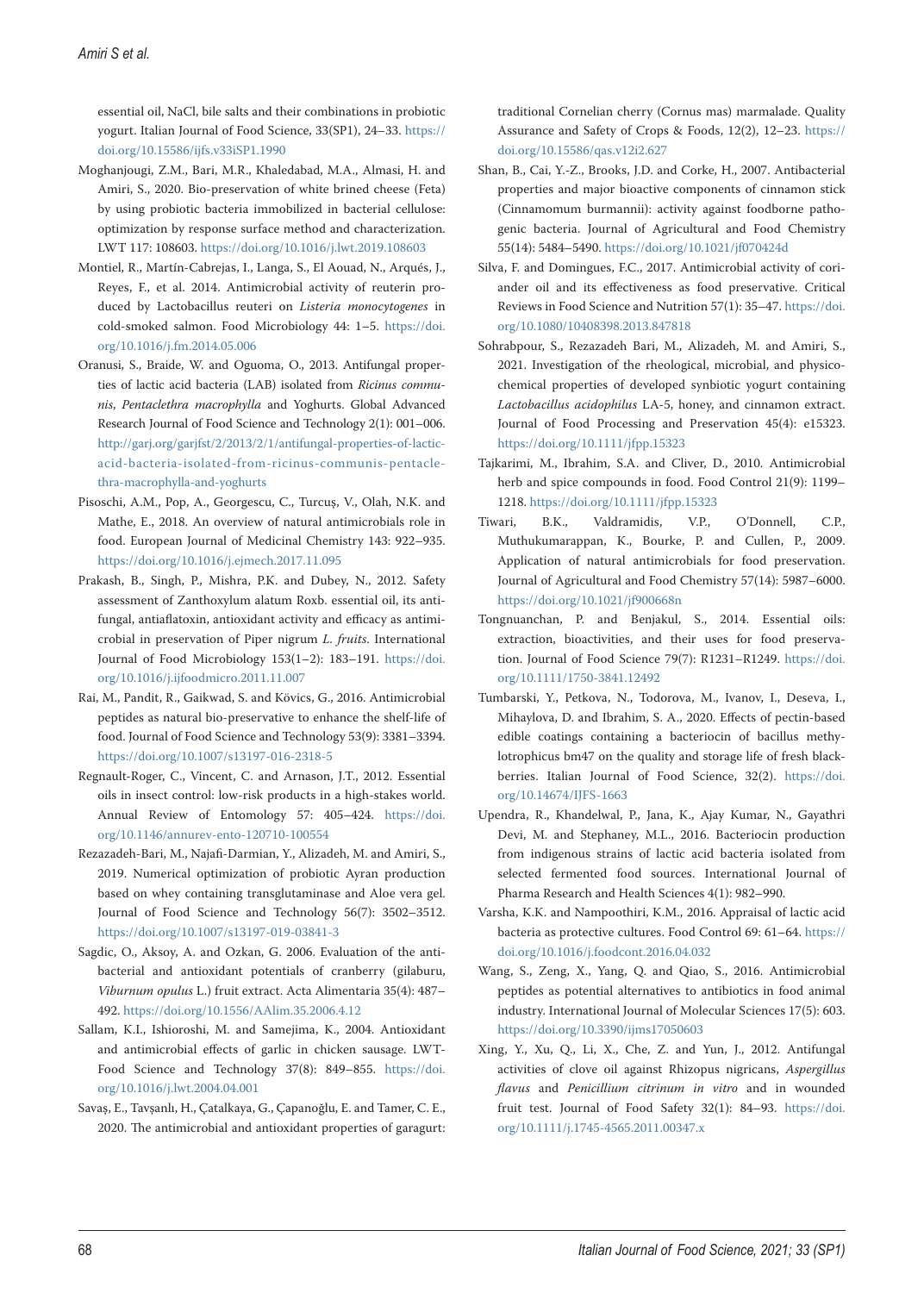essential oil, NaCl, bile salts and their combinations in probiotic yogurt. Italian Journal of Food Science, 33(SP1), 24–33. https://doi.org/10.15586/ijfs.v33iSP1.1990

Moghanjougi, Z.M., Bari, M.R., Khaledabad, M.A., Almasi, H. and Amiri, S., 2020. Bio-preservation of white brined cheese (Feta) by using probiotic bacteria immobilized in bacterial cellulose: optimization by response surface method and characterization. LWT 117: 108603. https://doi.org/10.1016/j.lwt.2019.108603

Montiel, R., Martín-Cabrejas, I., Langa, S., El Aouad, N., Arqués, J., Reyes, F., et al. 2014. Antimicrobial activity of reuterin produced by Lactobacillus reuteri on *Listeria monocytogenes* in cold-smoked salmon. Food Microbiology 44: 1–5. https://doi.org/10.1016/j.fm.2014.05.006

Oranusi, S., Braide, W. and Oguoma, O., 2013. Antifungal properties of lactic acid bacteria (LAB) isolated from *Ricinus communis, Pentaclethra macrophylla* and Yoghurts. Global Advanced Research Journal of Food Science and Technology 2(1): 001–006. http://garj.org/garjfst/2/2013/2/1/antifungal-properties-of-lactic-acid-bacteria-isolated-from-ricinus-communis-pentaclethra-macrophylla-and-yoghurts

Pisoschi, A.M., Pop, A., Georgescu, C., Turcuş, V., Olah, N.K. and Mathe, E., 2018. An overview of natural antimicrobials role in food. European Journal of Medicinal Chemistry 143: 922–935. https://doi.org/10.1016/j.ejmech.2017.11.095

Prakash, B., Singh, P., Mishra, P.K. and Dubey, N., 2012. Safety assessment of Zanthoxylum alatum Roxb. essential oil, its antifungal, antiaflatoxin, antioxidant activity and efficacy as antimicrobial in preservation of Piper nigrum *L. fruits*. International Journal of Food Microbiology 153(1–2): 183–191. https://doi.org/10.1016/j.ijfoodmicro.2011.11.007

Rai, M., Pandit, R., Gaikwad, S. and Kövics, G., 2016. Antimicrobial peptides as natural bio-preservative to enhance the shelf-life of food. Journal of Food Science and Technology 53(9): 3381–3394. https://doi.org/10.1007/s13197-016-2318-5

Regnault-Roger, C., Vincent, C. and Arnason, J.T., 2012. Essential oils in insect control: low-risk products in a high-stakes world. Annual Review of Entomology 57: 405–424. https://doi.org/10.1146/annurev-ento-120710-100554

Rezazadeh-Bari, M., Najafi-Darmian, Y., Alizadeh, M. and Amiri, S., 2019. Numerical optimization of probiotic Ayran production based on whey containing transglutaminase and Aloe vera gel. Journal of Food Science and Technology 56(7): 3502–3512. https://doi.org/10.1007/s13197-019-03841-3

Sagdic, O., Aksoy, A. and Ozkan, G. 2006. Evaluation of the antibacterial and antioxidant potentials of cranberry (gilaburu, *Viburnum opulus* L.) fruit extract. Acta Alimentaria 35(4): 487–492. https://doi.org/10.1556/AAlim.35.2006.4.12

Sallam, K.I., Ishioroshi, M. and Samejima, K., 2004. Antioxidant and antimicrobial effects of garlic in chicken sausage. LWT-Food Science and Technology 37(8): 849–855. https://doi.org/10.1016/j.lwt.2004.04.001

Savaş, E., Tavşanlı, H., Çatalkaya, G., Çapanoğlu, E. and Tamer, C. E., 2020. The antimicrobial and antioxidant properties of garagurt: traditional Cornelian cherry (Cornus mas) marmalade. Quality Assurance and Safety of Crops & Foods, 12(2), 12–23. https://doi.org/10.15586/qas.v12i2.627

Shan, B., Cai, Y.-Z., Brooks, J.D. and Corke, H., 2007. Antibacterial properties and major bioactive components of cinnamon stick (Cinnamomum burmannii): activity against foodborne pathogenic bacteria. Journal of Agricultural and Food Chemistry 55(14): 5484–5490. https://doi.org/10.1021/jf070424d

Silva, F. and Domingues, F.C., 2017. Antimicrobial activity of coriander oil and its effectiveness as food preservative. Critical Reviews in Food Science and Nutrition 57(1): 35–47. https://doi.org/10.1080/10408398.2013.847818

Sohrabpour, S., Rezazadeh Bari, M., Alizadeh, M. and Amiri, S., 2021. Investigation of the rheological, microbial, and physicochemical properties of developed synbiotic yogurt containing *Lactobacillus acidophilus* LA-5, honey, and cinnamon extract. Journal of Food Processing and Preservation 45(4): e15323. https://doi.org/10.1111/jfpp.15323

Tajkarimi, M., Ibrahim, S.A. and Cliver, D., 2010. Antimicrobial herb and spice compounds in food. Food Control 21(9): 1199–1218. https://doi.org/10.1111/jfpp.15323

Tiwari, B.K., Valdramidis, V.P., O'Donnell, C.P., Muthukumarappan, K., Bourke, P. and Cullen, P., 2009. Application of natural antimicrobials for food preservation. Journal of Agricultural and Food Chemistry 57(14): 5987–6000. https://doi.org/10.1021/jf900668n

Tongnuanchan, P. and Benjakul, S., 2014. Essential oils: extraction, bioactivities, and their uses for food preservation. Journal of Food Science 79(7): R1231–R1249. https://doi.org/10.1111/1750-3841.12492

Tumbarski, Y., Petkova, N., Todorova, M., Ivanov, I., Deseva, I., Mihaylova, D. and Ibrahim, S. A., 2020. Effects of pectin-based edible coatings containing a bacteriocin of bacillus methylotrophicus bm47 on the quality and storage life of fresh blackberries. Italian Journal of Food Science, 32(2). https://doi.org/10.14674/IJFS-1663

Upendra, R., Khandelwal, P., Jana, K., Ajay Kumar, N., Gayathri Devi, M. and Stephaney, M.L., 2016. Bacteriocin production from indigenous strains of lactic acid bacteria isolated from selected fermented food sources. International Journal of Pharma Research and Health Sciences 4(1): 982–990.

Varsha, K.K. and Nampoothiri, K.M., 2016. Appraisal of lactic acid bacteria as protective cultures. Food Control 69: 61–64. https://doi.org/10.1016/j.foodcont.2016.04.032

Wang, S., Zeng, X., Yang, Q. and Qiao, S., 2016. Antimicrobial peptides as potential alternatives to antibiotics in food animal industry. International Journal of Molecular Sciences 17(5): 603. https://doi.org/10.3390/ijms17050603

Xing, Y., Xu, Q., Li, X., Che, Z. and Yun, J., 2012. Antifungal activities of clove oil against Rhizopus nigricans, *Aspergillus flavus* and *Penicillium citrinum in vitro* and in wounded fruit test. Journal of Food Safety 32(1): 84–93. https://doi.org/10.1111/j.1745-4565.2011.00347.x